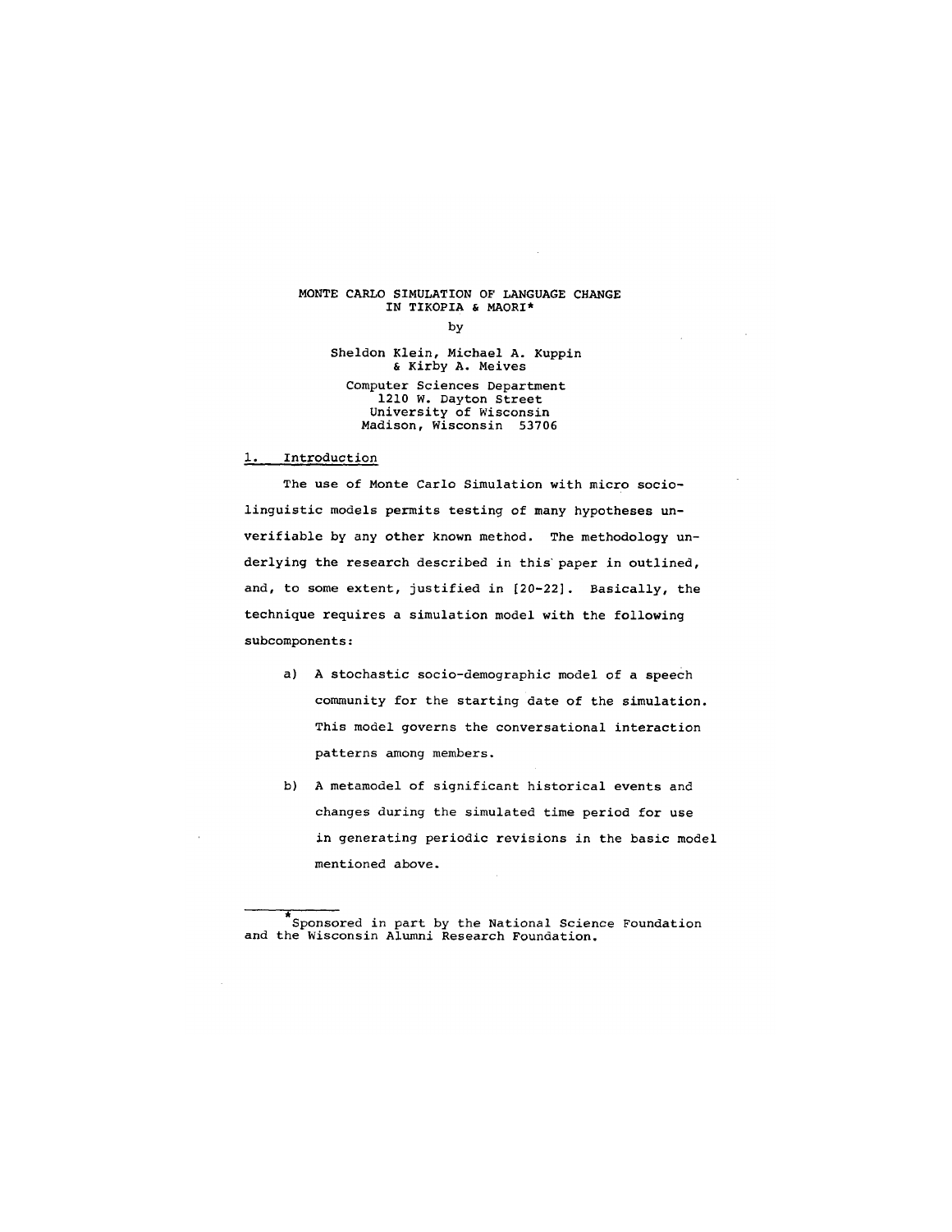# MONTE CARLO SIMULATION OF LANGUAGE CHANGE IN TIKOPIA & MAORI*

by

Sheldon Klein, Michael A. Kuppin & Kirby A. Meives

Computer Sciences Department
1210 W. Dayton Street
University of Wisconsin
Madison, Wisconsin 53706

## 1. Introduction

The use of Monte Carlo Simulation with micro sociolinguistic models permits testing of many hypotheses unverifiable by any other known method. The methodology underlying the research described in this paper in outlined, and, to some extent, justified in [20-22]. Basically, the technique requires a simulation model with the following subcomponents:

a) A stochastic socio-demographic model of a speech community for the starting date of the simulation. This model governs the conversational interaction patterns among members.

b) A metamodel of significant historical events and changes during the simulated time period for use in generating periodic revisions in the basic model mentioned above.

---

*Sponsored in part by the National Science Foundation and the Wisconsin Alumni Research Foundation.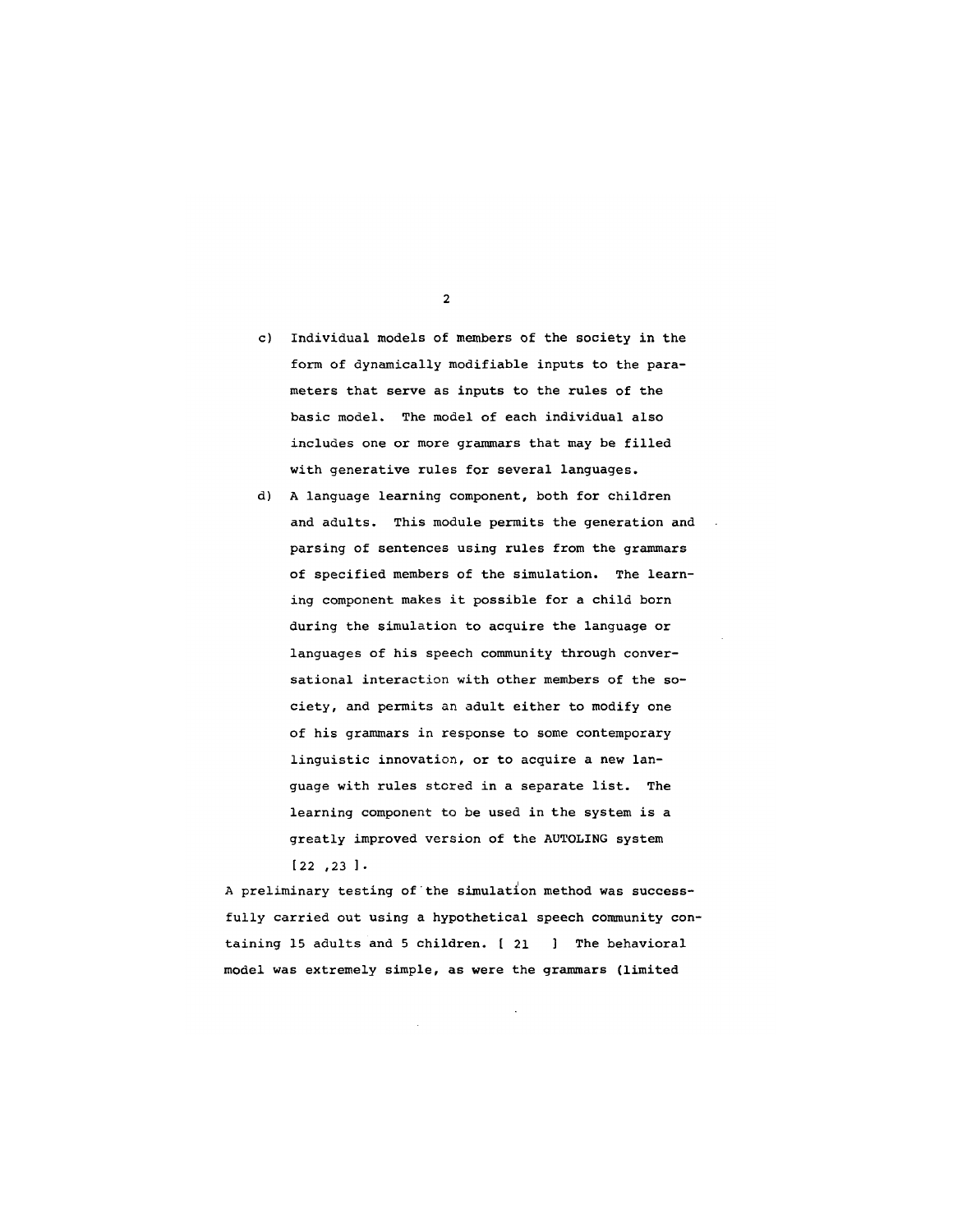c) Individual models of members of the society in the form of dynamically modifiable inputs to the parameters that serve as inputs to the rules of the basic model. The model of each individual also includes one or more grammars that may be filled with generative rules for several languages.

d) A language learning component, both for children and adults. This module permits the generation and parsing of sentences using rules from the grammars of specified members of the simulation. The learning component makes it possible for a child born during the simulation to acquire the language or languages of his speech community through conversational interaction with other members of the society, and permits an adult either to modify one of his grammars in response to some contemporary linguistic innovation, or to acquire a new language with rules stored in a separate list. The learning component to be used in the system is a greatly improved version of the AUTOLING system [22 ,23 ].

A preliminary testing of the simulation method was successfully carried out using a hypothetical speech community containing 15 adults and 5 children. [ 21 ] The behavioral model was extremely simple, as were the grammars (limited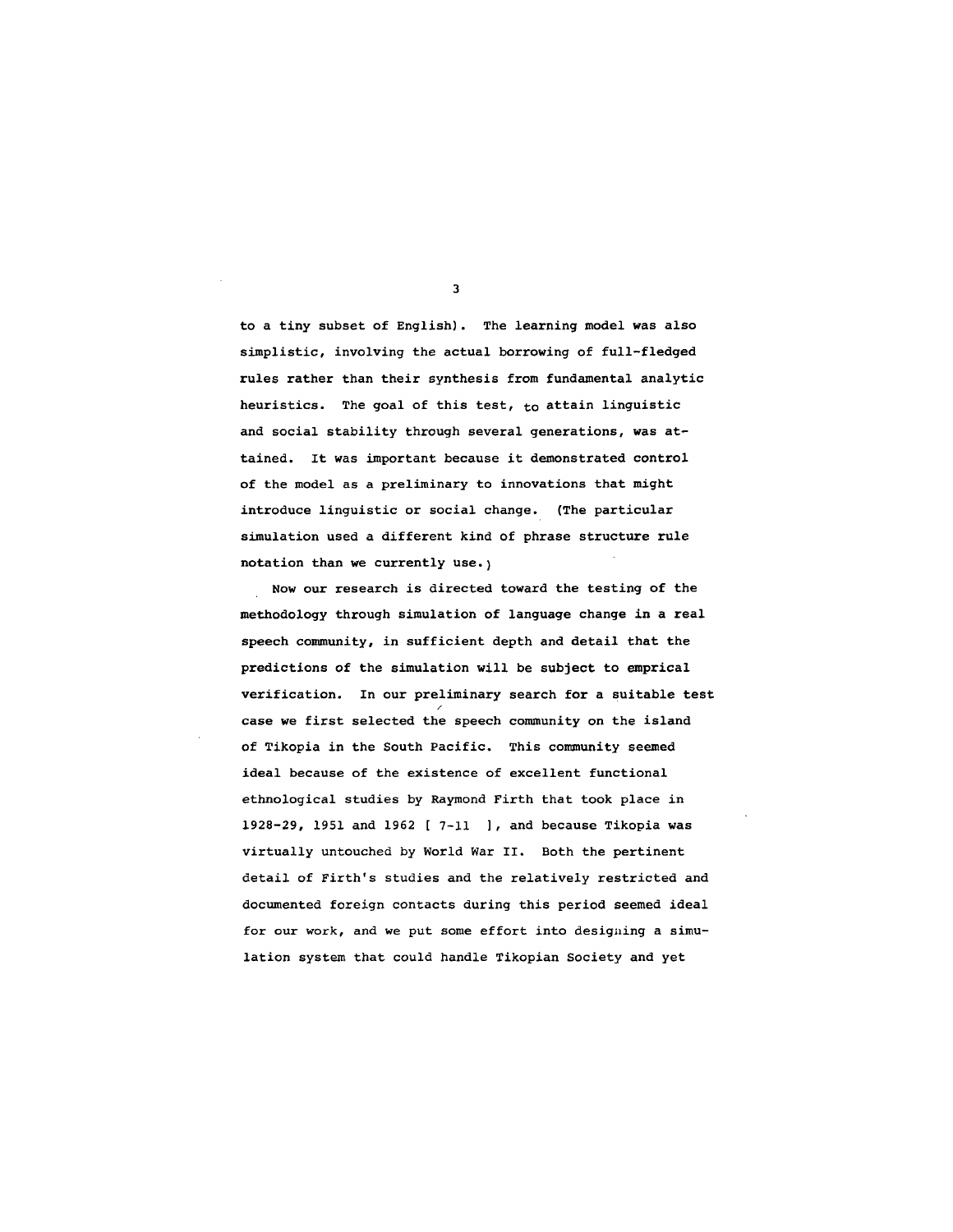to a tiny subset of English). The learning model was also simplistic, involving the actual borrowing of full-fledged rules rather than their synthesis from fundamental analytic heuristics. The goal of this test, to attain linguistic and social stability through several generations, was attained. It was important because it demonstrated control of the model as a preliminary to innovations that might introduce linguistic or social change. (The particular simulation used a different kind of phrase structure rule notation than we currently use.)

Now our research is directed toward the testing of the methodology through simulation of language change in a real speech community, in sufficient depth and detail that the predictions of the simulation will be subject to emprical verification. In our preliminary search for a suitable test case we first selected the speech community on the island of Tikopia in the South Pacific. This community seemed ideal because of the existence of excellent functional ethnological studies by Raymond Firth that took place in 1928-29, 1951 and 1962 [ 7-11 ], and because Tikopia was virtually untouched by World War II. Both the pertinent detail of Firth's studies and the relatively restricted and documented foreign contacts during this period seemed ideal for our work, and we put some effort into designing a simulation system that could handle Tikopian Society and yet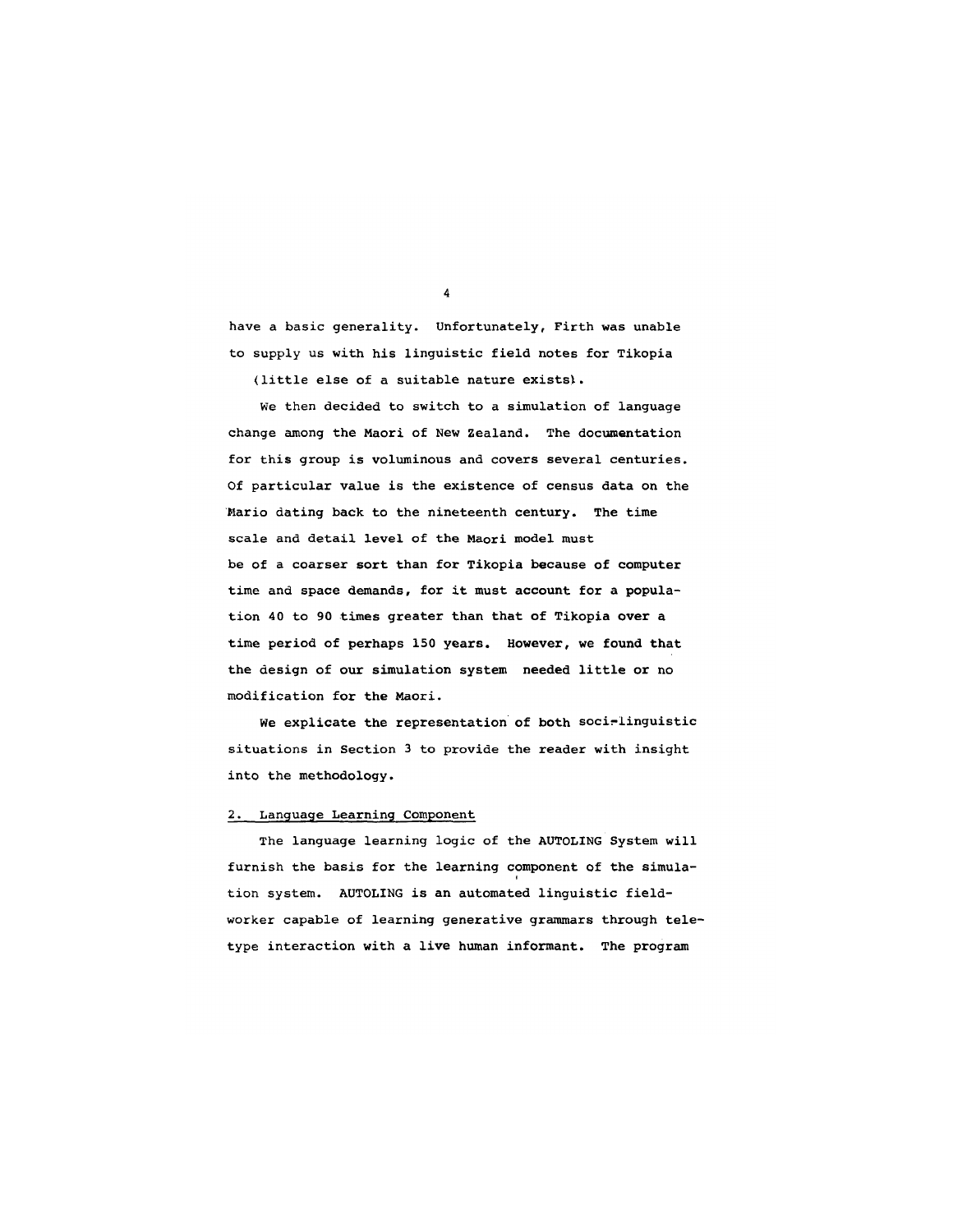have a basic generality. Unfortunately, Firth was unable to supply us with his linguistic field notes for Tikopia (little else of a suitable nature exists).

We then decided to switch to a simulation of language change among the Maori of New Zealand. The documentation for this group is voluminous and covers several centuries. Of particular value is the existence of census data on the Mario dating back to the nineteenth century. The time scale and detail level of the Maori model must be of a coarser sort than for Tikopia because of computer time and space demands, for it must account for a population 40 to 90 times greater than that of Tikopia over a time period of perhaps 150 years. However, we found that the design of our simulation system needed little or no modification for the Maori.

We explicate the representation of both soci-linguistic situations in Section 3 to provide the reader with insight into the methodology.

## 2. Language Learning Component

The language learning logic of the AUTOLING System will furnish the basis for the learning component of the simulation system. AUTOLING is an automated linguistic fieldworker capable of learning generative grammars through teletype interaction with a live human informant. The program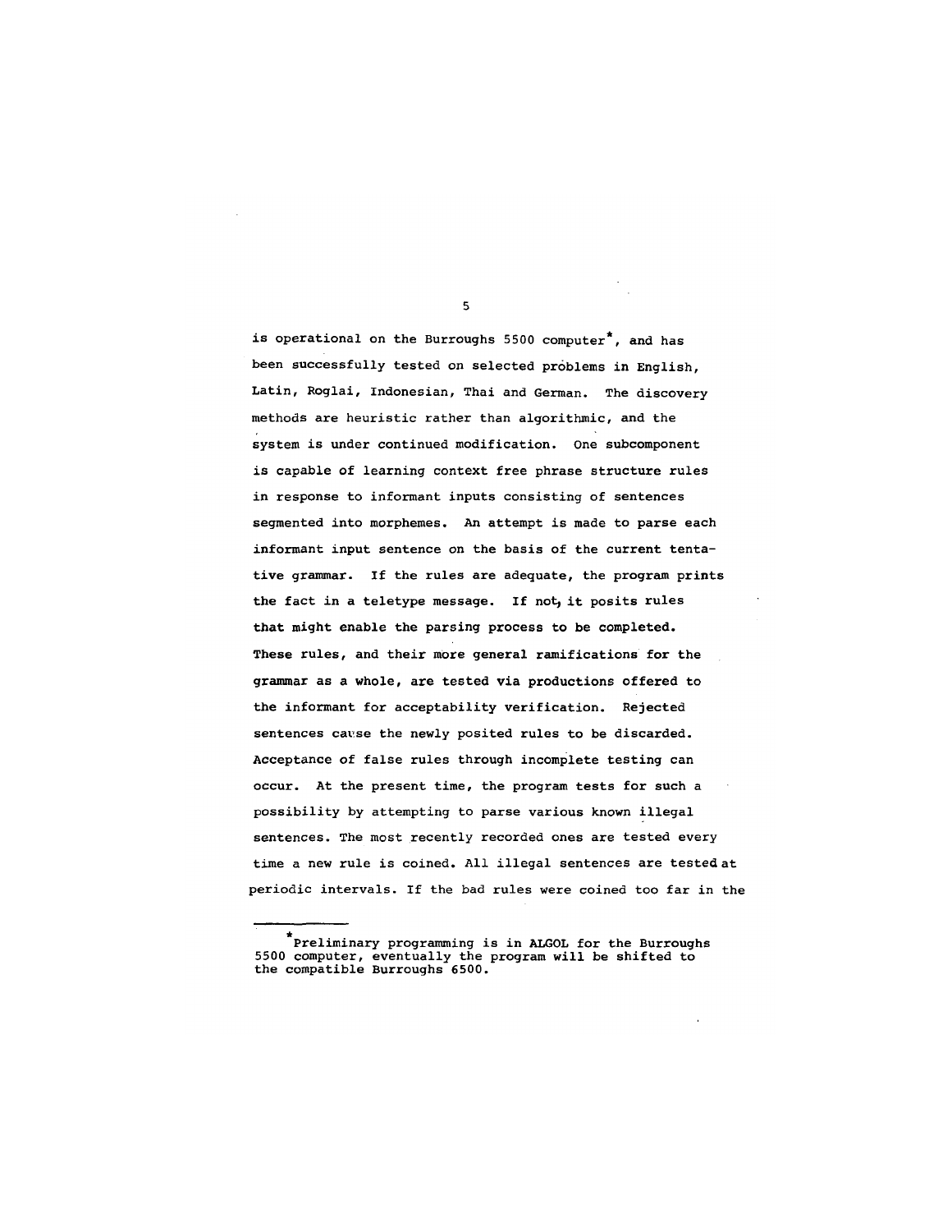is operational on the Burroughs 5500 computer*, and has been successfully tested on selected problems in English, Latin, Roglai, Indonesian, Thai and German. The discovery methods are heuristic rather than algorithmic, and the system is under continued modification. One subcomponent is capable of learning context free phrase structure rules in response to informant inputs consisting of sentences segmented into morphemes. An attempt is made to parse each informant input sentence on the basis of the current tentative grammar. If the rules are adequate, the program prints the fact in a teletype message. If not, it posits rules that might enable the parsing process to be completed. These rules, and their more general ramifications for the grammar as a whole, are tested via productions offered to the informant for acceptability verification. Rejected sentences cause the newly posited rules to be discarded. Acceptance of false rules through incomplete testing can occur. At the present time, the program tests for such a possibility by attempting to parse various known illegal sentences. The most recently recorded ones are tested every time a new rule is coined. All illegal sentences are tested at periodic intervals. If the bad rules were coined too far in the

---

*Preliminary programming is in ALGOL for the Burroughs 5500 computer, eventually the program will be shifted to the compatible Burroughs 6500.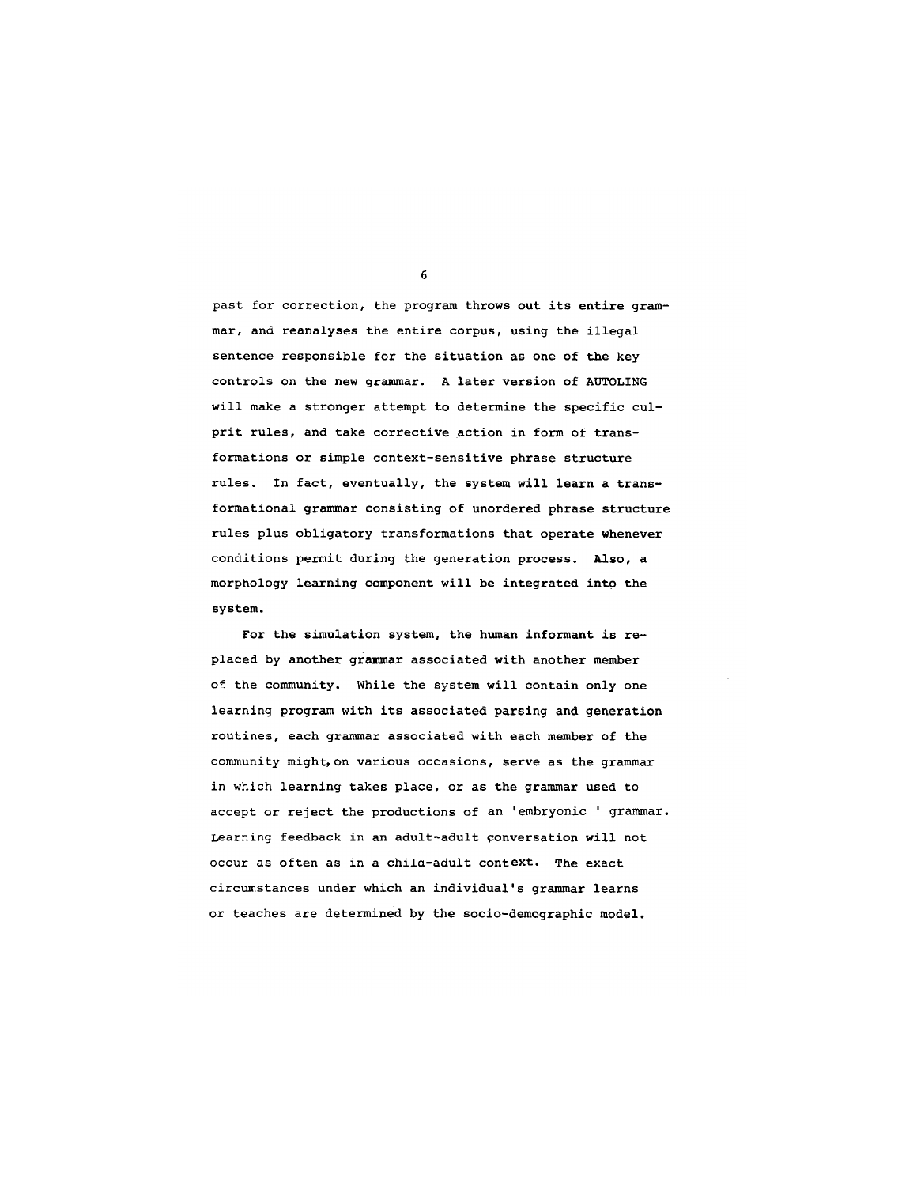past for correction, the program throws out its entire grammar, and reanalyses the entire corpus, using the illegal sentence responsible for the situation as one of the key controls on the new grammar. A later version of AUTOLING will make a stronger attempt to determine the specific culprit rules, and take corrective action in form of transformations or simple context-sensitive phrase structure rules. In fact, eventually, the system will learn a transformational grammar consisting of unordered phrase structure rules plus obligatory transformations that operate whenever conditions permit during the generation process. Also, a morphology learning component will be integrated into the system.

For the simulation system, the human informant is replaced by another grammar associated with another member of the community. While the system will contain only one learning program with its associated parsing and generation routines, each grammar associated with each member of the community might, on various occasions, serve as the grammar in which learning takes place, or as the grammar used to accept or reject the productions of an 'embryonic ' grammar. Learning feedback in an adult-adult conversation will not occur as often as in a child-adult context. The exact circumstances under which an individual's grammar learns or teaches are determined by the socio-demographic model.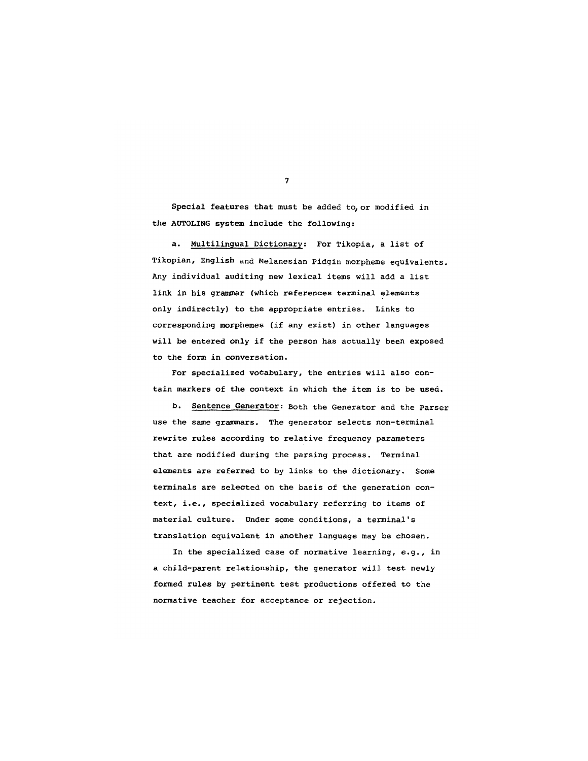Special features that must be added to, or modified in the AUTOLING system include the following:

a. Multilingual Dictionary: For Tikopia, a list of Tikopian, English and Melanesian Pidgin morpheme equivalents. Any individual auditing new lexical items will add a list link in his grammar (which references terminal elements only indirectly) to the appropriate entries. Links to corresponding morphemes (if any exist) in other languages will be entered only if the person has actually been exposed to the form in conversation.

For specialized vocabulary, the entries will also contain markers of the context in which the item is to be used.

b. Sentence Generator: Both the Generator and the Parser use the same grammars. The generator selects non-terminal rewrite rules according to relative frequency parameters that are modified during the parsing process. Terminal elements are referred to by links to the dictionary. Some terminals are selected on the basis of the generation context, i.e., specialized vocabulary referring to items of material culture. Under some conditions, a terminal's translation equivalent in another language may be chosen.

In the specialized case of normative learning, e.g., in a child-parent relationship, the generator will test newly formed rules by pertinent test productions offered to the normative teacher for acceptance or rejection.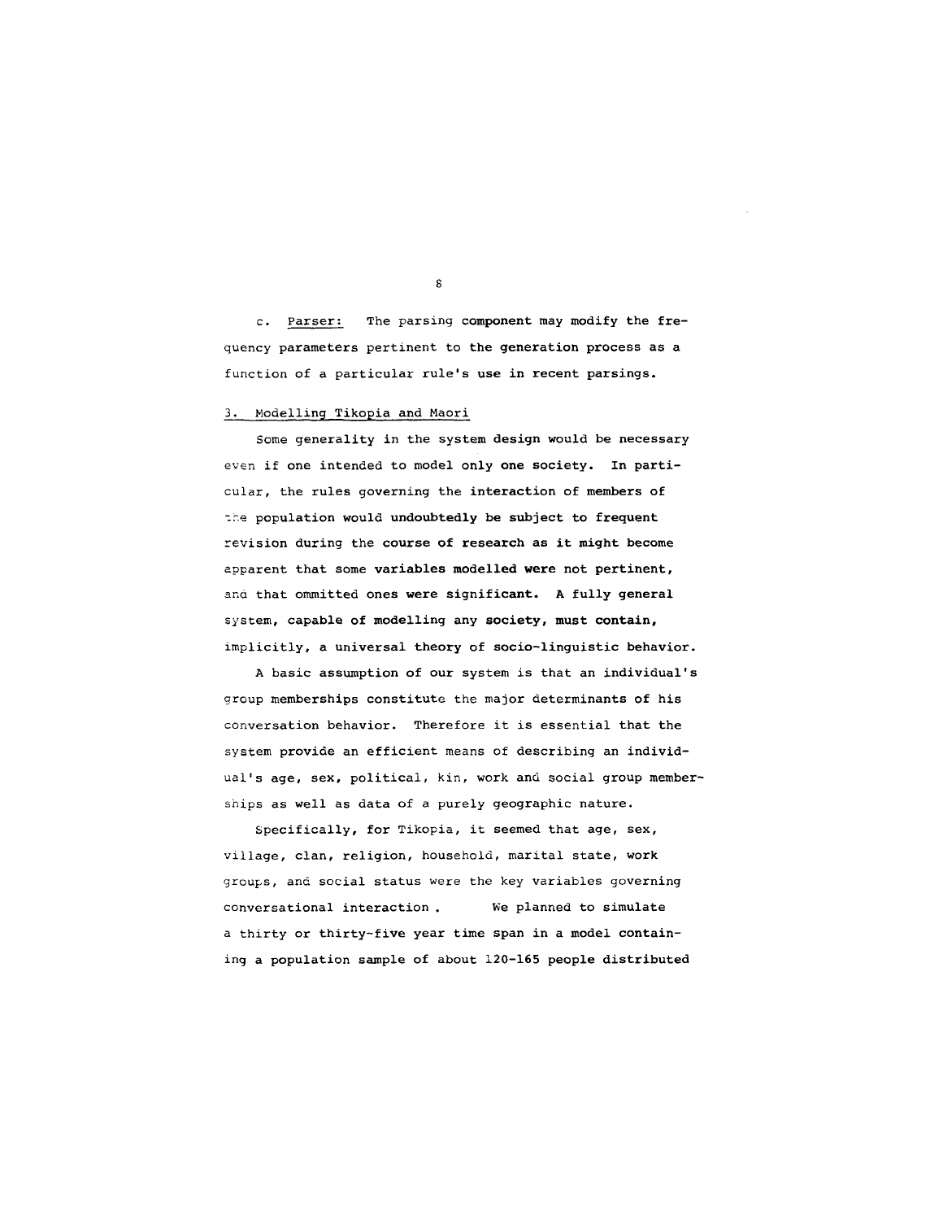c. Parser: The parsing component may modify the frequency parameters pertinent to the generation process as a function of a particular rule's use in recent parsings.

## 3. Modelling Tikopia and Maori

Some generality in the system design would be necessary even if one intended to model only one society. In particular, the rules governing the interaction of members of the population would undoubtedly be subject to frequent revision during the course of research as it might become apparent that some variables modelled were not pertinent, and that ommitted ones were significant. A fully general system, capable of modelling any society, must contain, implicitly, a universal theory of socio-linguistic behavior.

A basic assumption of our system is that an individual's group memberships constitute the major determinants of his conversation behavior. Therefore it is essential that the system provide an efficient means of describing an individual's age, sex, political, kin, work and social group memberships as well as data of a purely geographic nature.

Specifically, for Tikopia, it seemed that age, sex, village, clan, religion, household, marital state, work groups, and social status were the key variables governing conversational interaction. We planned to simulate a thirty or thirty-five year time span in a model containing a population sample of about 120-165 people distributed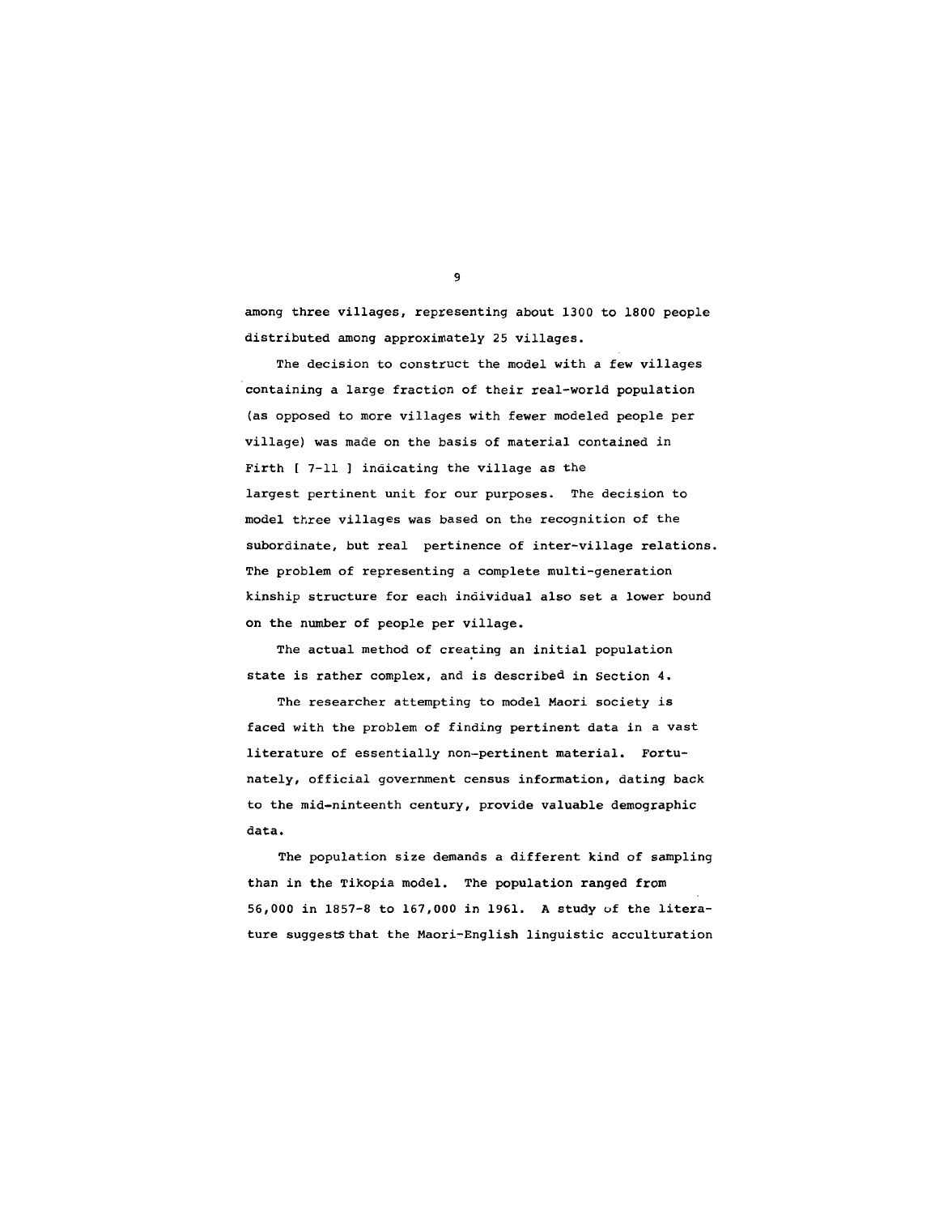among three villages, representing about 1300 to 1800 people distributed among approximately 25 villages.

The decision to construct the model with a few villages containing a large fraction of their real-world population (as opposed to more villages with fewer modeled people per village) was made on the basis of material contained in Firth [ 7-11 ] indicating the village as the largest pertinent unit for our purposes. The decision to model three villages was based on the recognition of the subordinate, but real pertinence of inter-village relations. The problem of representing a complete multi-generation kinship structure for each individual also set a lower bound on the number of people per village.

The actual method of creating an initial population state is rather complex, and is described in Section 4.

The researcher attempting to model Maori society is faced with the problem of finding pertinent data in a vast literature of essentially non-pertinent material. Fortunately, official government census information, dating back to the mid-ninteenth century, provide valuable demographic data.

The population size demands a different kind of sampling than in the Tikopia model. The population ranged from 56,000 in 1857-8 to 167,000 in 1961. A study of the literature suggests that the Maori-English linguistic acculturation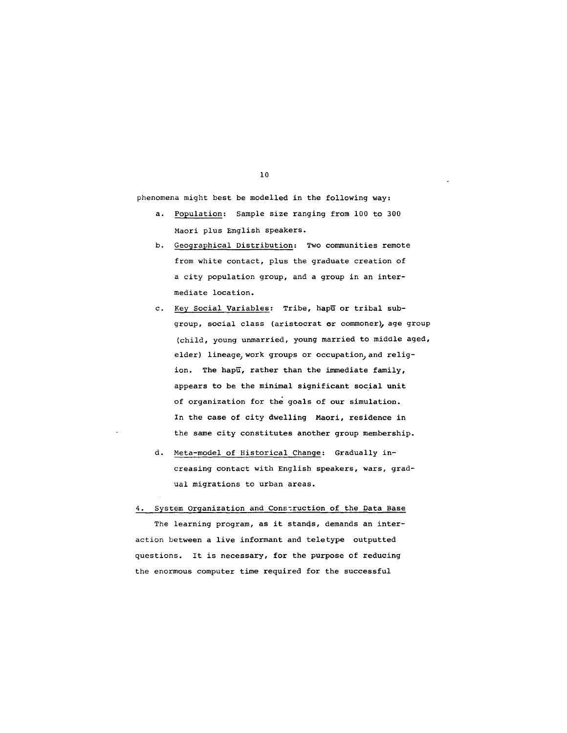phenomena might best be modelled in the following way:

a. Population: Sample size ranging from 100 to 300 Maori plus English speakers.

b. Geographical Distribution: Two communities remote from white contact, plus the graduate creation of a city population group, and a group in an intermediate location.

c. Key Social Variables: Tribe, hapū or tribal subgroup, social class (aristocrat or commoner), age group (child, young unmarried, young married to middle aged, elder) lineage, work groups or occupation, and religion. The hapū, rather than the immediate family, appears to be the minimal significant social unit of organization for the goals of our simulation. In the case of city dwelling Maori, residence in the same city constitutes another group membership.

d. Meta-model of Historical Change: Gradually increasing contact with English speakers, wars, gradual migrations to urban areas.

## 4. System Organization and Construction of the Data Base

The learning program, as it stands, demands an interaction between a live informant and teletype outputted questions. It is necessary, for the purpose of reducing the enormous computer time required for the successful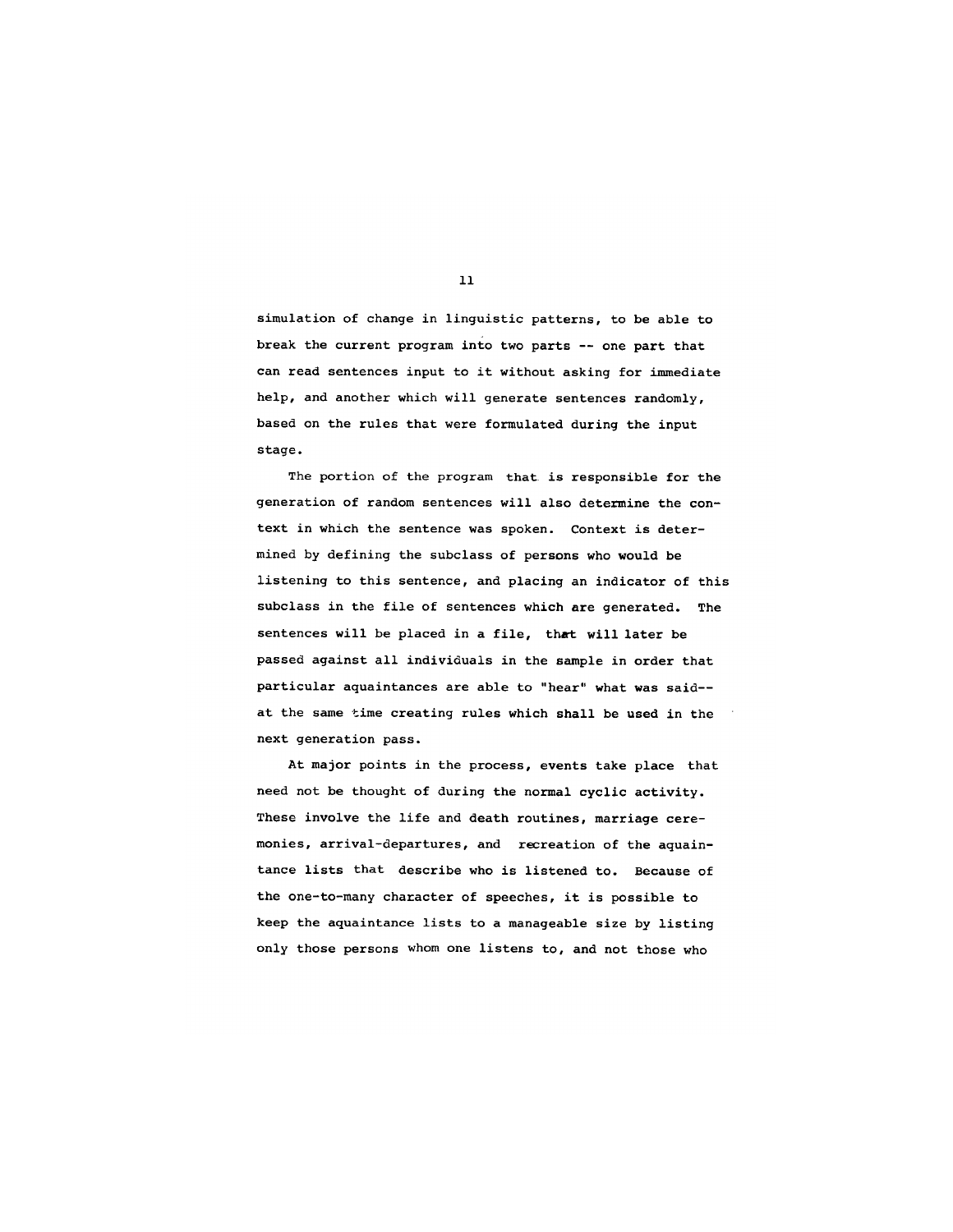simulation of change in linguistic patterns, to be able to break the current program into two parts -- one part that can read sentences input to it without asking for immediate help, and another which will generate sentences randomly, based on the rules that were formulated during the input stage.

The portion of the program that is responsible for the generation of random sentences will also determine the context in which the sentence was spoken. Context is determined by defining the subclass of persons who would be listening to this sentence, and placing an indicator of this subclass in the file of sentences which are generated. The sentences will be placed in a file, that will later be passed against all individuals in the sample in order that particular aquaintances are able to "hear" what was said-- at the same time creating rules which shall be used in the next generation pass.

At major points in the process, events take place that need not be thought of during the normal cyclic activity. These involve the life and death routines, marriage ceremonies, arrival-departures, and recreation of the aquaintance lists that describe who is listened to. Because of the one-to-many character of speeches, it is possible to keep the aquaintance lists to a manageable size by listing only those persons whom one listens to, and not those who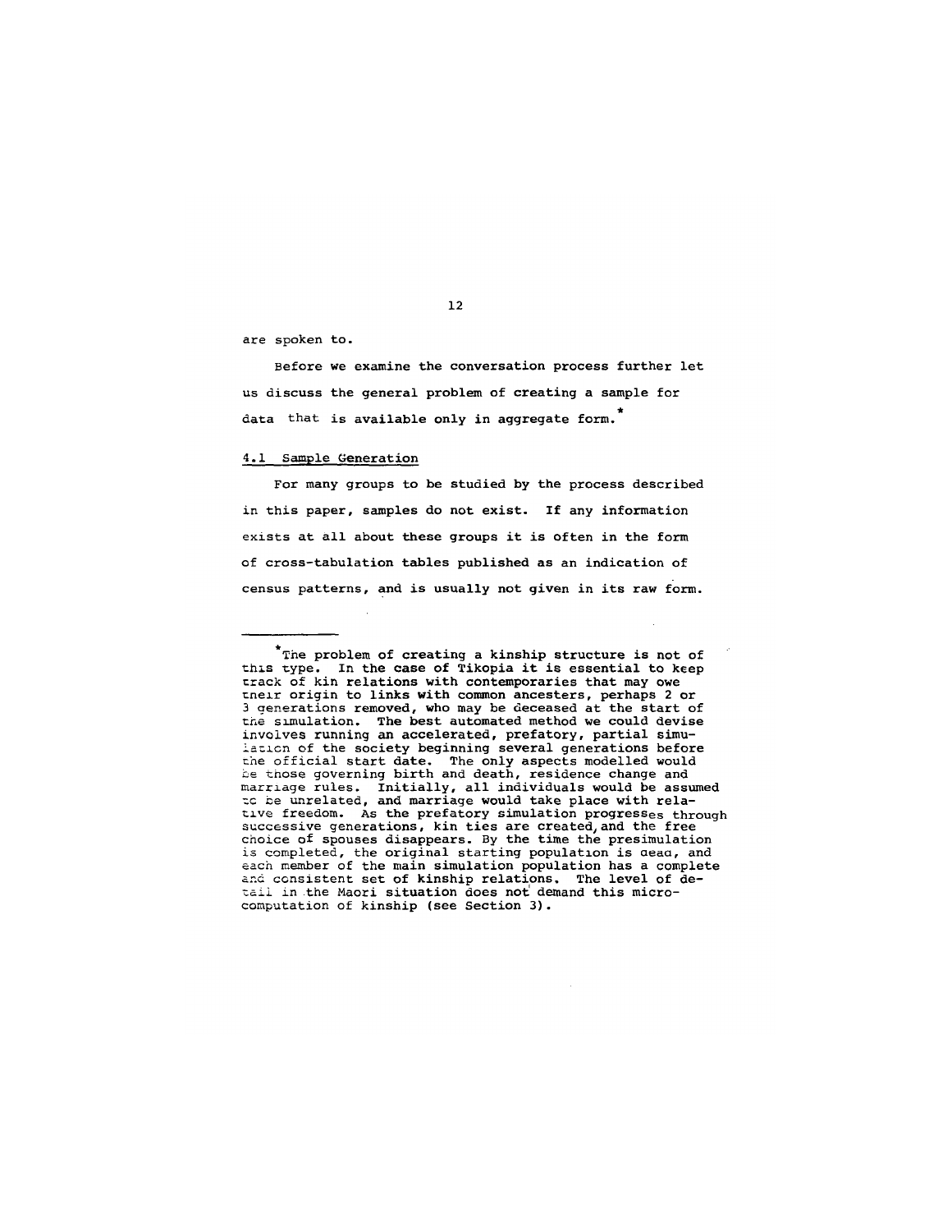are spoken to.

Before we examine the conversation process further let us discuss the general problem of creating a sample for data that is available only in aggregate form.*

## 4.1 Sample Generation

For many groups to be studied by the process described in this paper, samples do not exist. If any information exists at all about these groups it is often in the form of cross-tabulation tables published as an indication of census patterns, and is usually not given in its raw form.

---

*The problem of creating a kinship structure is not of this type. In the case of Tikopia it is essential to keep track of kin relations with contemporaries that may owe their origin to links with common ancesters, perhaps 2 or 3 generations removed, who may be deceased at the start of the simulation. The best automated method we could devise involves running an accelerated, prefatory, partial simulation of the society beginning several generations before the official start date. The only aspects modelled would be those governing birth and death, residence change and marriage rules. Initially, all individuals would be assumed to be unrelated, and marriage would take place with relative freedom. As the prefatory simulation progresses through successive generations, kin ties are created, and the free choice of spouses disappears. By the time the presimulation is completed, the original starting population is dead, and each member of the main simulation population has a complete and consistent set of kinship relations. The level of detail in the Maori situation does not demand this micro-computation of kinship (see Section 3).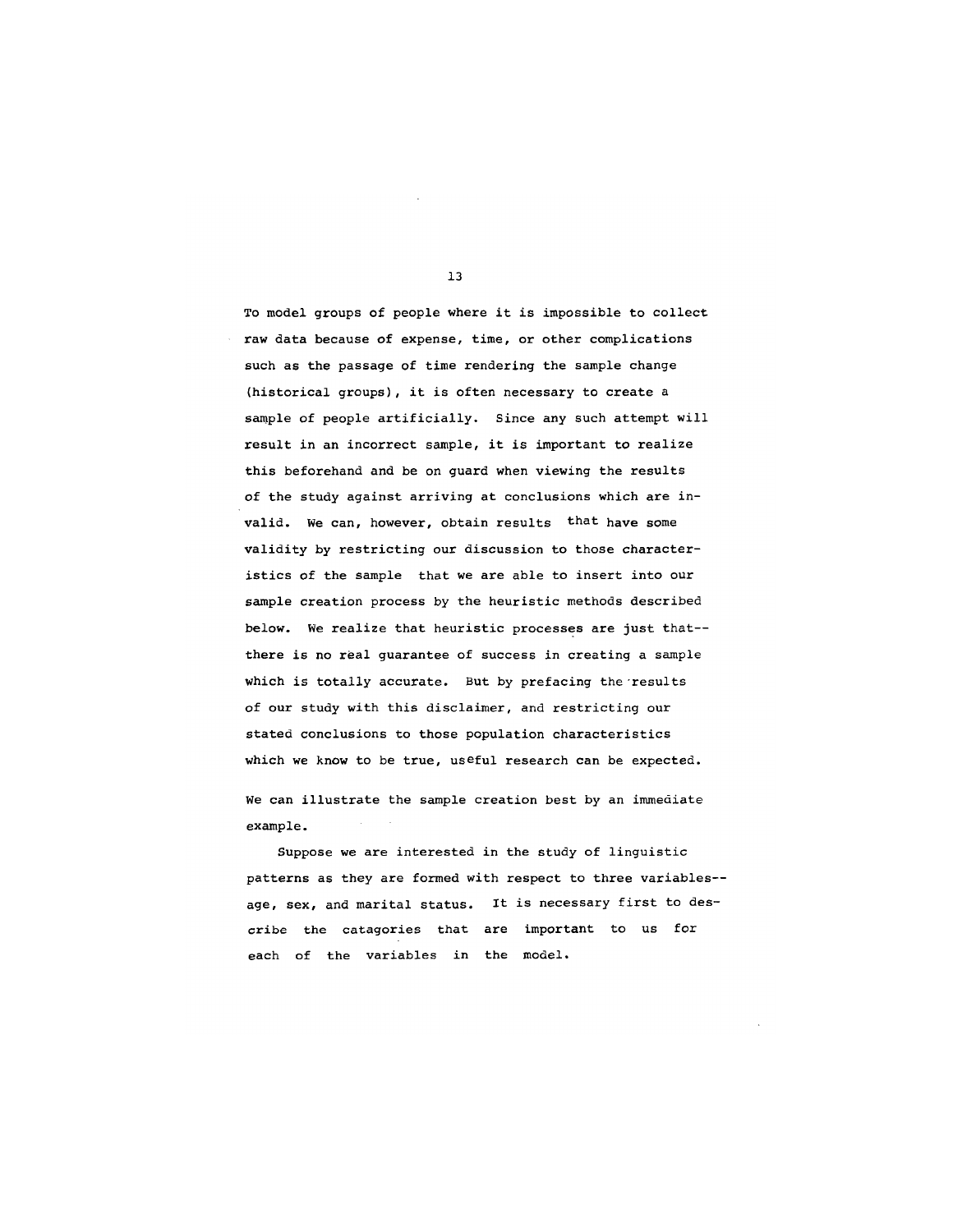To model groups of people where it is impossible to collect raw data because of expense, time, or other complications such as the passage of time rendering the sample change (historical groups), it is often necessary to create a sample of people artificially. Since any such attempt will result in an incorrect sample, it is important to realize this beforehand and be on guard when viewing the results of the study against arriving at conclusions which are invalid. We can, however, obtain results that have some validity by restricting our discussion to those characteristics of the sample that we are able to insert into our sample creation process by the heuristic methods described below. We realize that heuristic processes are just that--there is no real guarantee of success in creating a sample which is totally accurate. But by prefacing the results of our study with this disclaimer, and restricting our stated conclusions to those population characteristics which we know to be true, useful research can be expected.

We can illustrate the sample creation best by an immediate example.

Suppose we are interested in the study of linguistic patterns as they are formed with respect to three variables--age, sex, and marital status. It is necessary first to describe the catagories that are important to us for each of the variables in the model.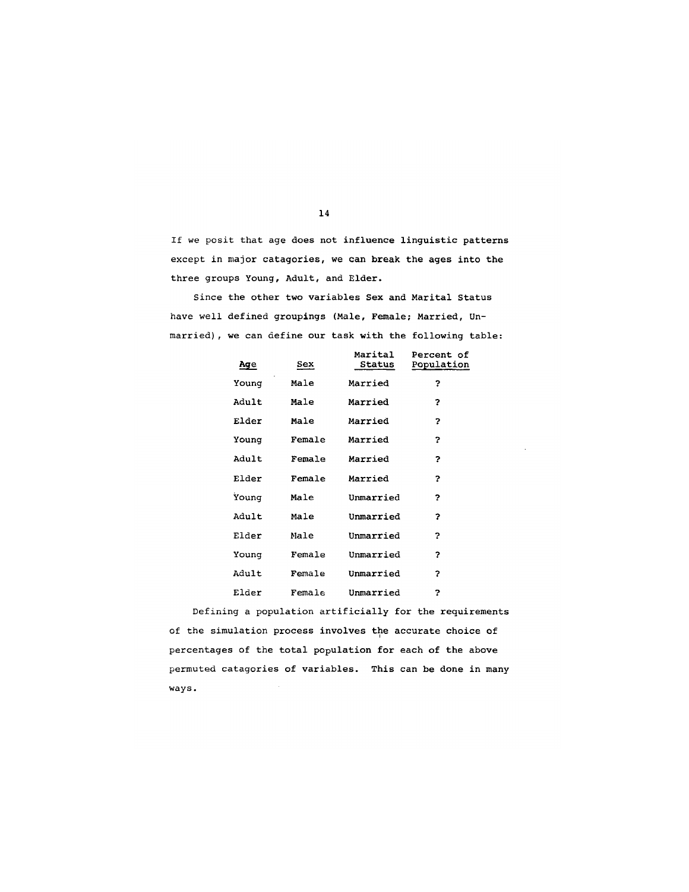If we posit that age does not influence linguistic patterns except in major catagories, we can break the ages into the three groups Young, Adult, and Elder.

Since the other two variables Sex and Marital Status have well defined groupings (Male, Female; Married, Unmarried), we can define our task with the following table:

| Age | Sex | Marital Status | Percent of Population |
|---|---|---|---|
| Young | Male | Married | ? |
| Adult | Male | Married | ? |
| Elder | Male | Married | ? |
| Young | Female | Married | ? |
| Adult | Female | Married | ? |
| Elder | Female | Married | ? |
| Young | Male | Unmarried | ? |
| Adult | Male | Unmarried | ? |
| Elder | Male | Unmarried | ? |
| Young | Female | Unmarried | ? |
| Adult | Female | Unmarried | ? |
| Elder | Female | Unmarried | ? |

Defining a population artificially for the requirements of the simulation process involves the accurate choice of percentages of the total population for each of the above permuted catagories of variables. This can be done in many ways.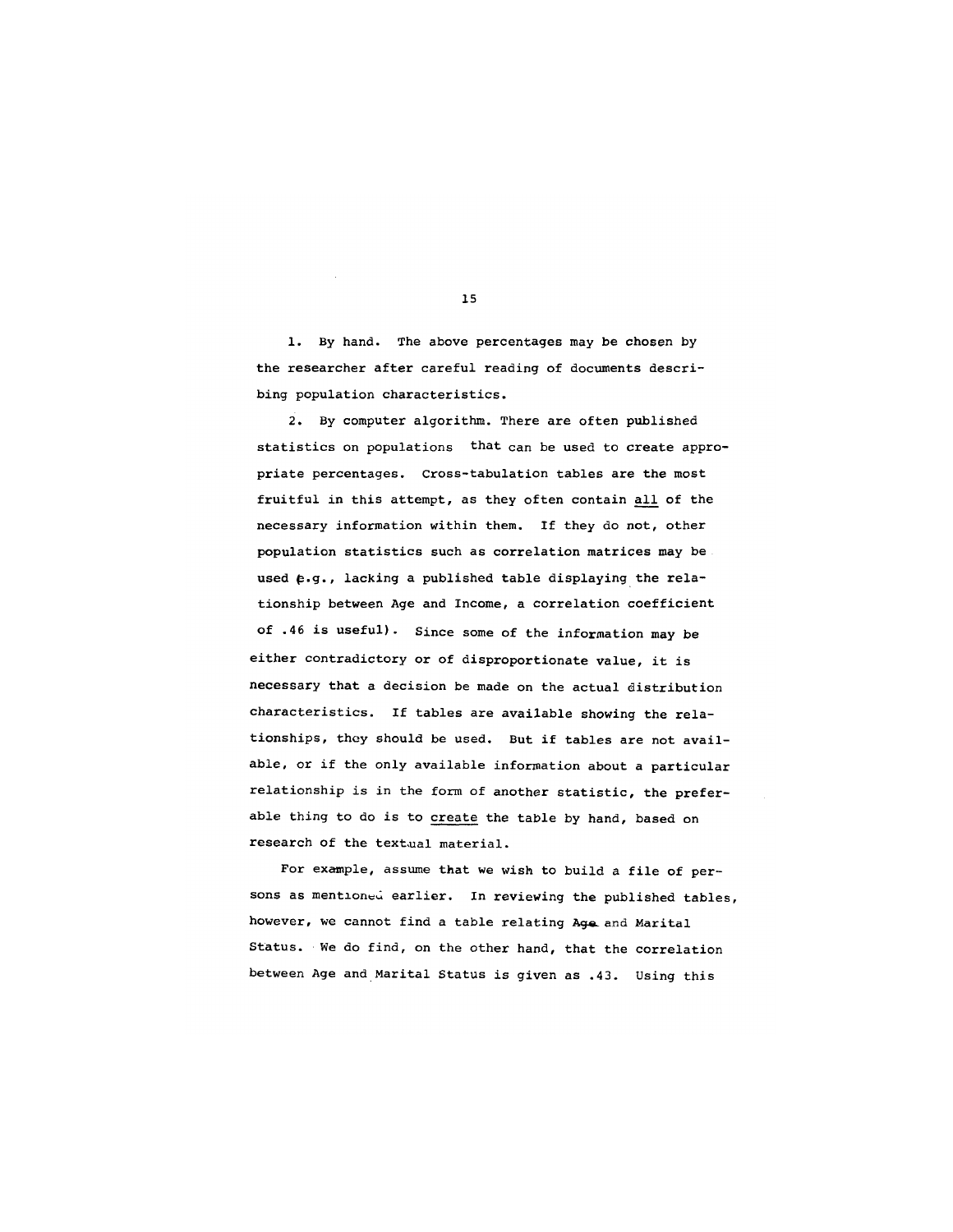1. By hand. The above percentages may be chosen by the researcher after careful reading of documents describing population characteristics.

2. By computer algorithm. There are often published statistics on populations that can be used to create appropriate percentages. Cross-tabulation tables are the most fruitful in this attempt, as they often contain <u>all</u> of the necessary information within them. If they do not, other population statistics such as correlation matrices may be used (e.g., lacking a published table displaying the relationship between Age and Income, a correlation coefficient of .46 is useful). Since some of the information may be either contradictory or of disproportionate value, it is necessary that a decision be made on the actual distribution characteristics. If tables are available showing the relationships, they should be used. But if tables are not available, or if the only available information about a particular relationship is in the form of another statistic, the preferable thing to do is to <u>create</u> the table by hand, based on research of the textual material.

For example, assume that we wish to build a file of persons as mentioned earlier. In reviewing the published tables, however, we cannot find a table relating Age and Marital Status. We do find, on the other hand, that the correlation between Age and Marital Status is given as .43. Using this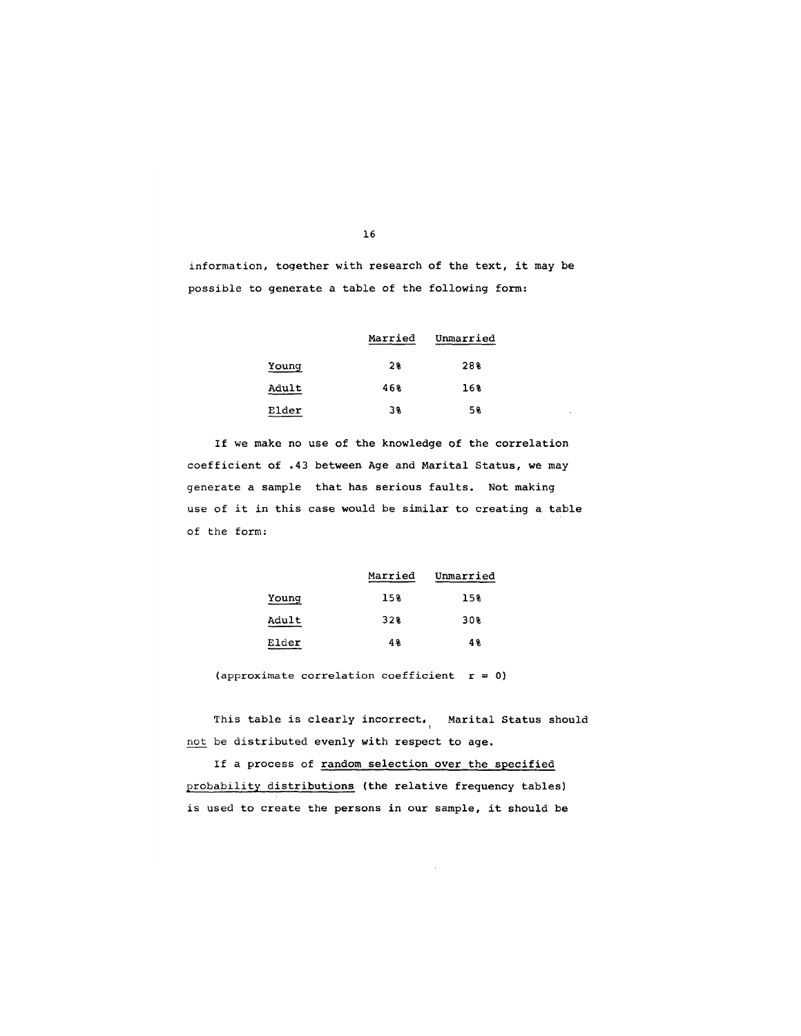information, together with research of the text, it may be possible to generate a table of the following form:

| | Married | Unmarried |
|---|---|---|
| Young | 2% | 28% |
| Adult | 46% | 16% |
| Elder | 3% | 5% |

If we make no use of the knowledge of the correlation coefficient of .43 between Age and Marital Status, we may generate a sample that has serious faults. Not making use of it in this case would be similar to creating a table of the form:

| | Married | Unmarried |
|---|---|---|
| Young | 15% | 15% |
| Adult | 32% | 30% |
| Elder | 4% | 4% |

(approximate correlation coefficient $r = 0$)

This table is clearly incorrect. Marital Status should not be distributed evenly with respect to age.

If a process of random selection over the specified probability distributions (the relative frequency tables) is used to create the persons in our sample, it should be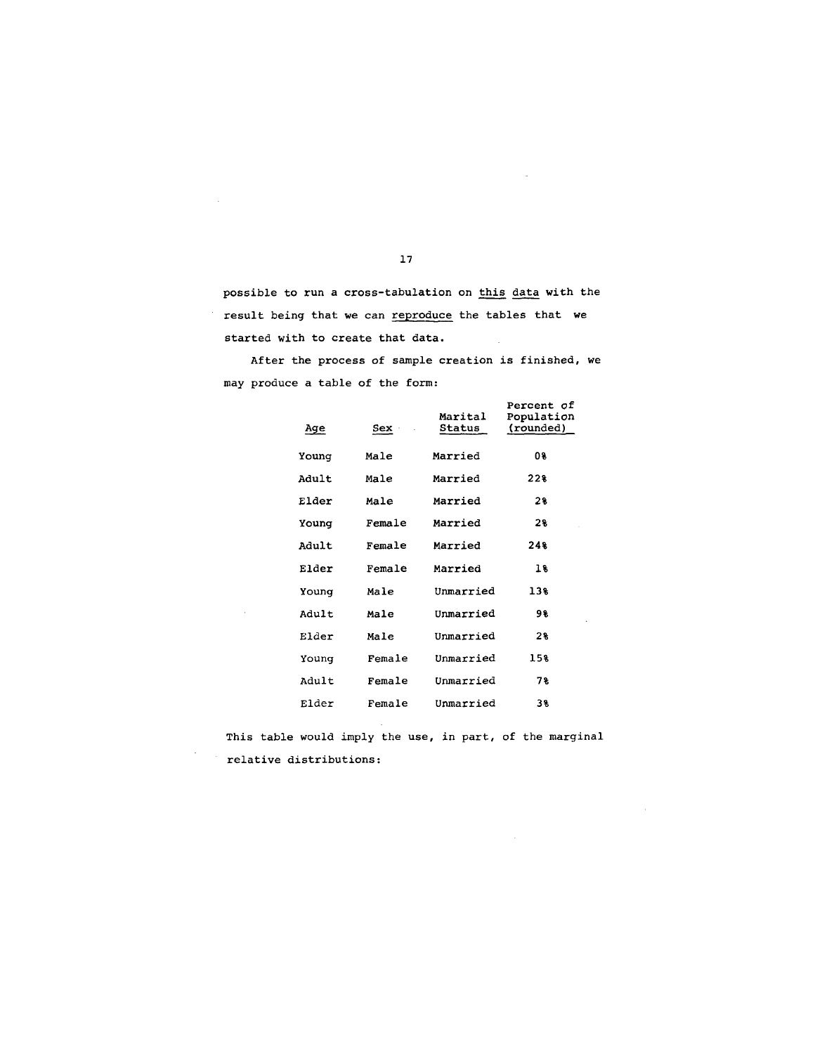possible to run a cross-tabulation on this data with the result being that we can reproduce the tables that we started with to create that data.

After the process of sample creation is finished, we may produce a table of the form:

| Age | Sex | Marital Status | Percent of Population (rounded) |
|---|---|---|---|
| Young | Male | Married | 0% |
| Adult | Male | Married | 22% |
| Elder | Male | Married | 2% |
| Young | Female | Married | 2% |
| Adult | Female | Married | 24% |
| Elder | Female | Married | 1% |
| Young | Male | Unmarried | 13% |
| Adult | Male | Unmarried | 9% |
| Elder | Male | Unmarried | 2% |
| Young | Female | Unmarried | 15% |
| Adult | Female | Unmarried | 7% |
| Elder | Female | Unmarried | 3% |

This table would imply the use, in part, of the marginal relative distributions: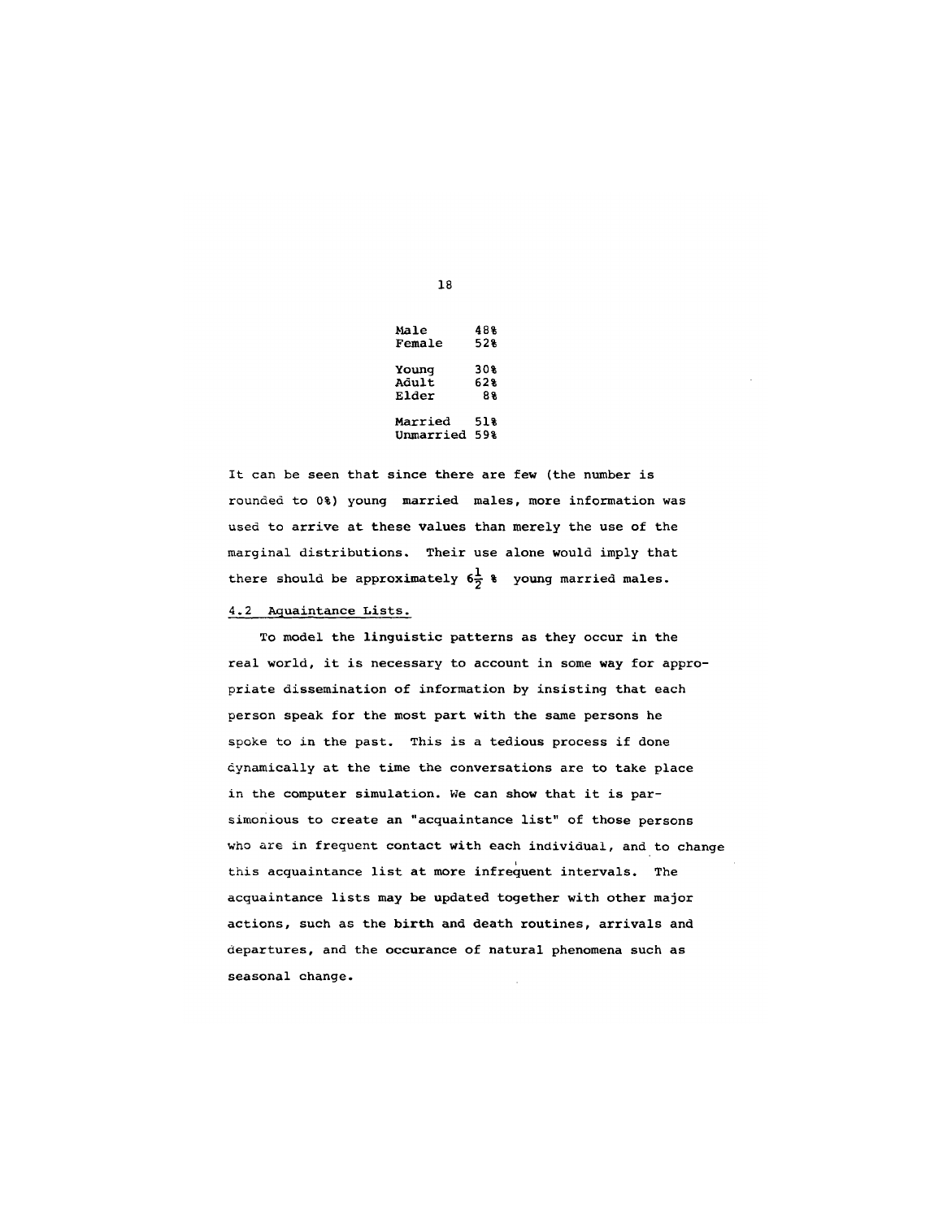| | |
|---|---|
| Male | 48% |
| Female | 52% |
| Young | 30% |
| Adult | 62% |
| Elder | 8% |
| Married | 51% |
| Unmarried | 59% |

It can be seen that since there are few (the number is rounded to 0%) young married males, more information was used to arrive at these values than merely the use of the marginal distributions. Their use alone would imply that there should be approximately $6\frac{1}{2}$ % young married males.

### 4.2 Aquaintance Lists.

To model the linguistic patterns as they occur in the real world, it is necessary to account in some way for appropriate dissemination of information by insisting that each person speak for the most part with the same persons he spoke to in the past. This is a tedious process if done dynamically at the time the conversations are to take place in the computer simulation. We can show that it is parsimonious to create an "acquaintance list" of those persons who are in frequent contact with each individual, and to change this acquaintance list at more infrequent intervals. The acquaintance lists may be updated together with other major actions, such as the birth and death routines, arrivals and departures, and the occurance of natural phenomena such as seasonal change.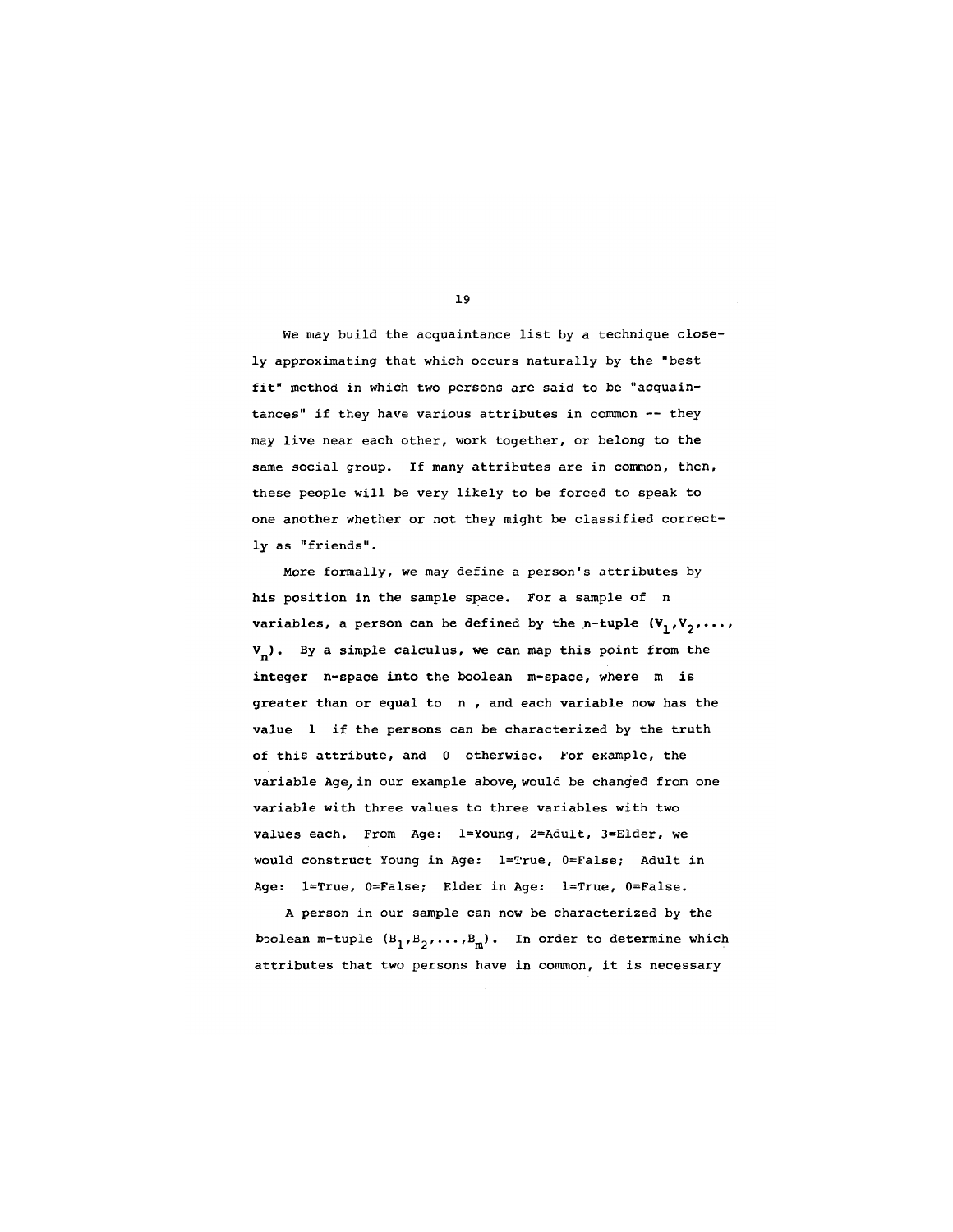We may build the acquaintance list by a technique closely approximating that which occurs naturally by the "best fit" method in which two persons are said to be "acquaintances" if they have various attributes in common -- they may live near each other, work together, or belong to the same social group. If many attributes are in common, then, these people will be very likely to be forced to speak to one another whether or not they might be classified correctly as "friends".

More formally, we may define a person's attributes by his position in the sample space. For a sample of $n$ variables, a person can be defined by the n-tuple $(V_1, V_2, \ldots, V_n)$. By a simple calculus, we can map this point from the integer n-space into the boolean m-space, where $m$ is greater than or equal to $n$, and each variable now has the value 1 if the persons can be characterized by the truth of this attribute, and 0 otherwise. For example, the variable Age, in our example above, would be changed from one variable with three values to three variables with two values each. From Age: 1=Young, 2=Adult, 3=Elder, we would construct Young in Age: 1=True, 0=False; Adult in Age: 1=True, 0=False; Elder in Age: 1=True, 0=False.

A person in our sample can now be characterized by the boolean m-tuple $(B_1, B_2, \ldots, B_m)$. In order to determine which attributes that two persons have in common, it is necessary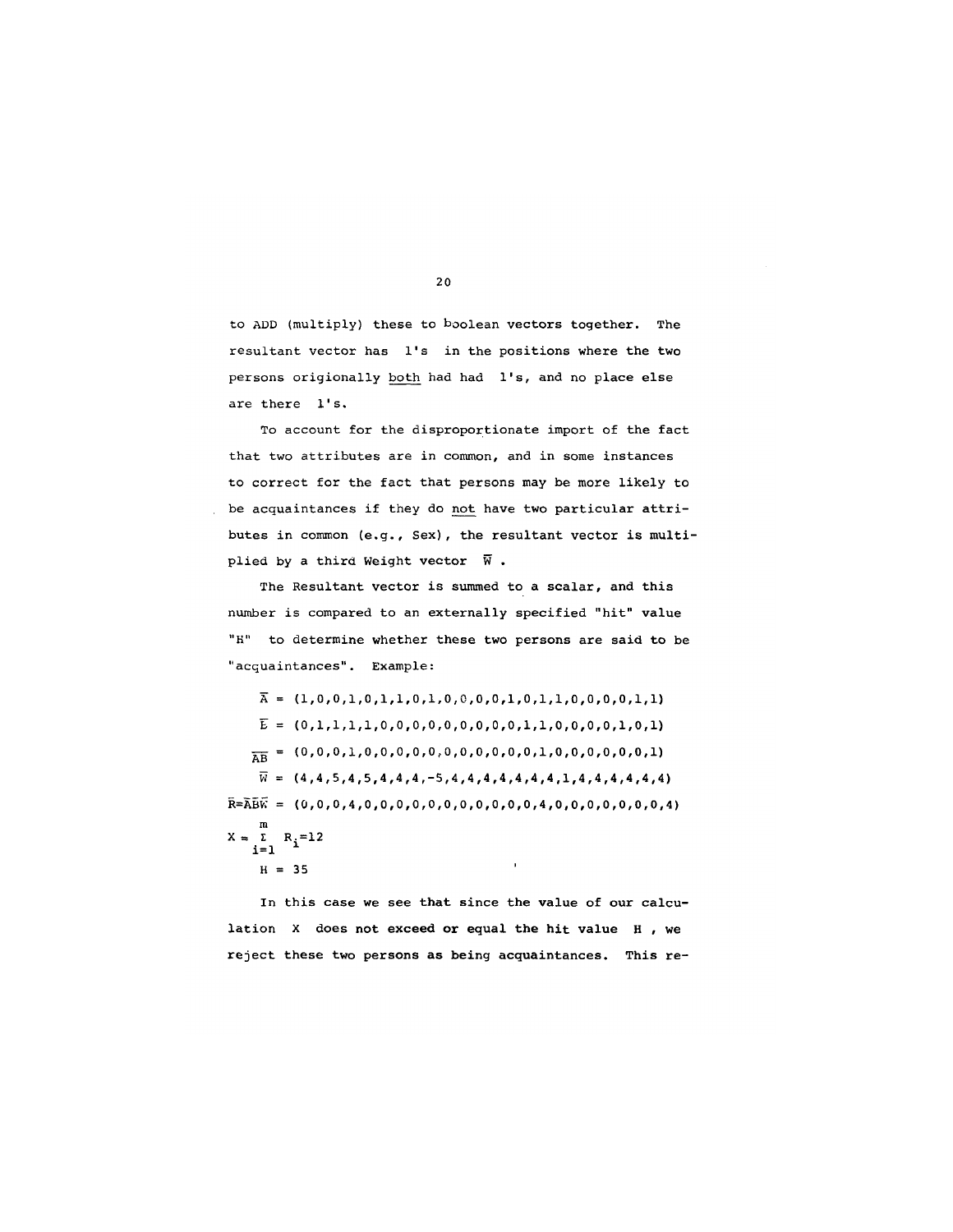to ADD (multiply) these to boolean vectors together. The resultant vector has 1's in the positions where the two persons origionally both had had 1's, and no place else are there 1's.

To account for the disproportionate import of the fact that two attributes are in common, and in some instances to correct for the fact that persons may be more likely to be acquaintances if they do not have two particular attributes in common (e.g., Sex), the resultant vector is multiplied by a third Weight vector $\overline{W}$.

The Resultant vector is summed to a scalar, and this number is compared to an externally specified "hit" value "H" to determine whether these two persons are said to be "acquaintances". Example:

$$\overline{A} = (1,0,0,1,0,1,1,0,1,0,0,0,0,1,0,1,1,0,0,0,0,1,1)$$

$$\overline{B} = (0,1,1,1,1,0,0,0,0,0,0,0,0,0,1,1,0,0,0,0,1,0,1)$$

$$\overline{AB} = (0,0,0,1,0,0,0,0,0,0,0,0,0,0,0,1,0,0,0,0,0,0,1)$$

$$\overline{W} = (4,4,5,4,5,4,4,4,-5,4,4,4,4,4,4,4,1,4,4,4,4,4,4)$$

$$\overline{R}=\overline{A}\overline{B}\overline{W} = (0,0,0,4,0,0,0,0,0,0,0,0,0,0,0,4,0,0,0,0,0,0,4)$$

$$X = \sum_{i=1}^{m} R_i = 12$$

$$H = 35$$

In this case we see that since the value of our calculation $X$ does not exceed or equal the hit value $H$, we reject these two persons as being acquaintances. This re-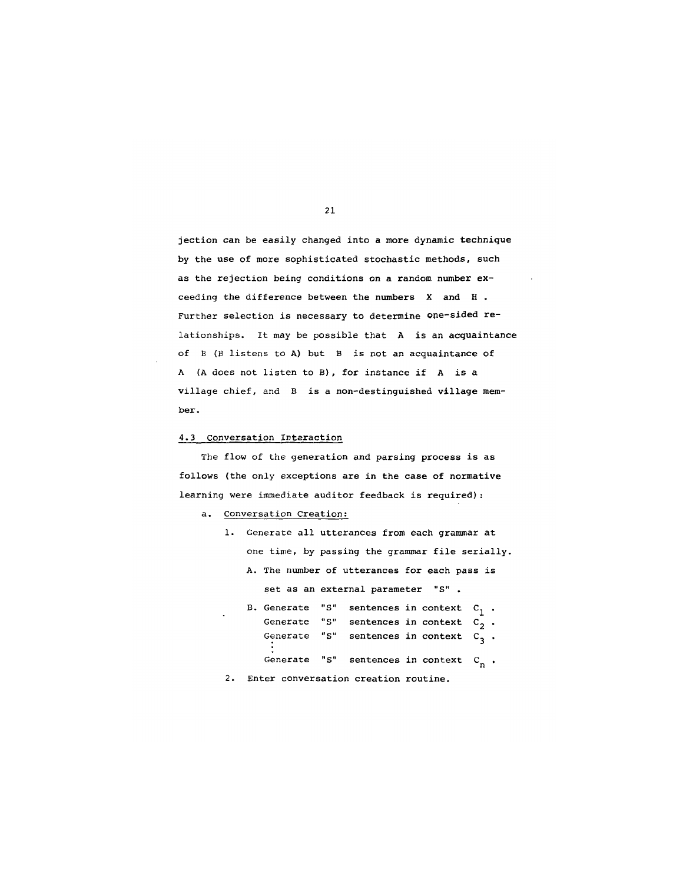jection can be easily changed into a more dynamic technique by the use of more sophisticated stochastic methods, such as the rejection being conditions on a random number exceeding the difference between the numbers X and H . Further selection is necessary to determine one-sided relationships. It may be possible that A is an acquaintance of B (B listens to A) but B is not an acquaintance of A (A does not listen to B), for instance if A is a village chief, and B is a non-destinguished village member.

### 4.3 Conversation Interaction

The flow of the generation and parsing process is as follows (the only exceptions are in the case of normative learning were immediate auditor feedback is required):

a. Conversation Creation:

1. Generate all utterances from each grammar at one time, by passing the grammar file serially.
   - A. The number of utterances for each pass is set as an external parameter "S" .
   - B. Generate "S" sentences in context $C_1$ .
     Generate "S" sentences in context $C_2$ .
     Generate "S" sentences in context $C_3$ .
     ⋮
     Generate "S" sentences in context $C_n$ .
2. Enter conversation creation routine.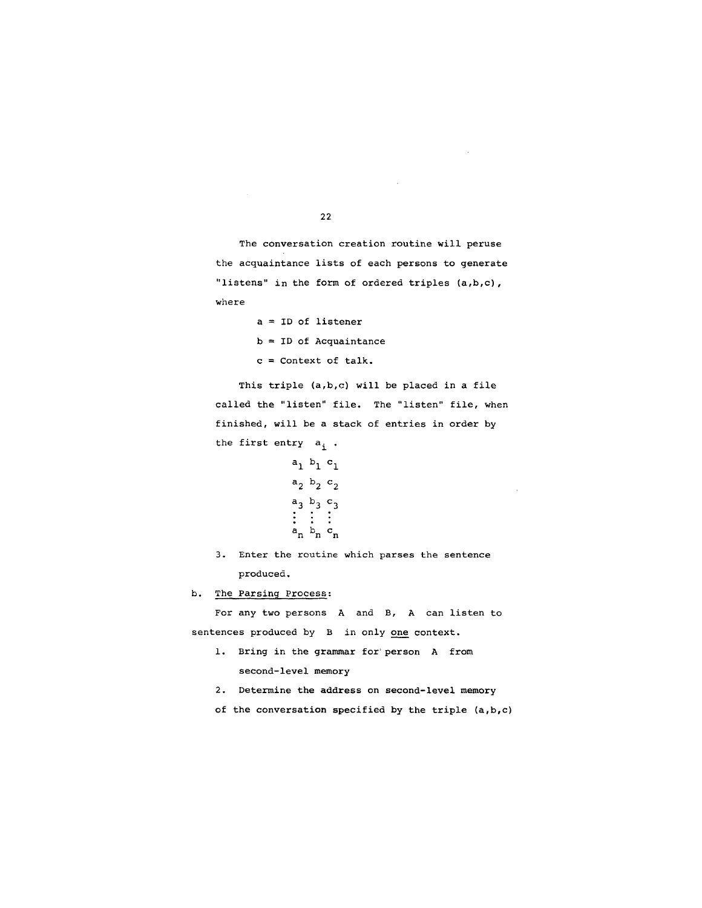The conversation creation routine will peruse the acquaintance lists of each persons to generate "listens" in the form of ordered triples (a,b,c), where

a = ID of listener

b = ID of Acquaintance

c = Context of talk.

This triple (a,b,c) will be placed in a file called the "listen" file. The "listen" file, when finished, will be a stack of entries in order by the first entry $a_i$ .

$$
\begin{array}{ccc}
a_1 & b_1 & c_1 \\
a_2 & b_2 & c_2 \\
a_3 & b_3 & c_3 \\
\vdots & \vdots & \vdots \\
a_n & b_n & c_n
\end{array}
$$

3. Enter the routine which parses the sentence produced.

b. The Parsing Process:

For any two persons A and B, A can listen to sentences produced by B in only one context.

1. Bring in the grammar for person A from second-level memory
2. Determine the address on second-level memory of the conversation specified by the triple (a,b,c)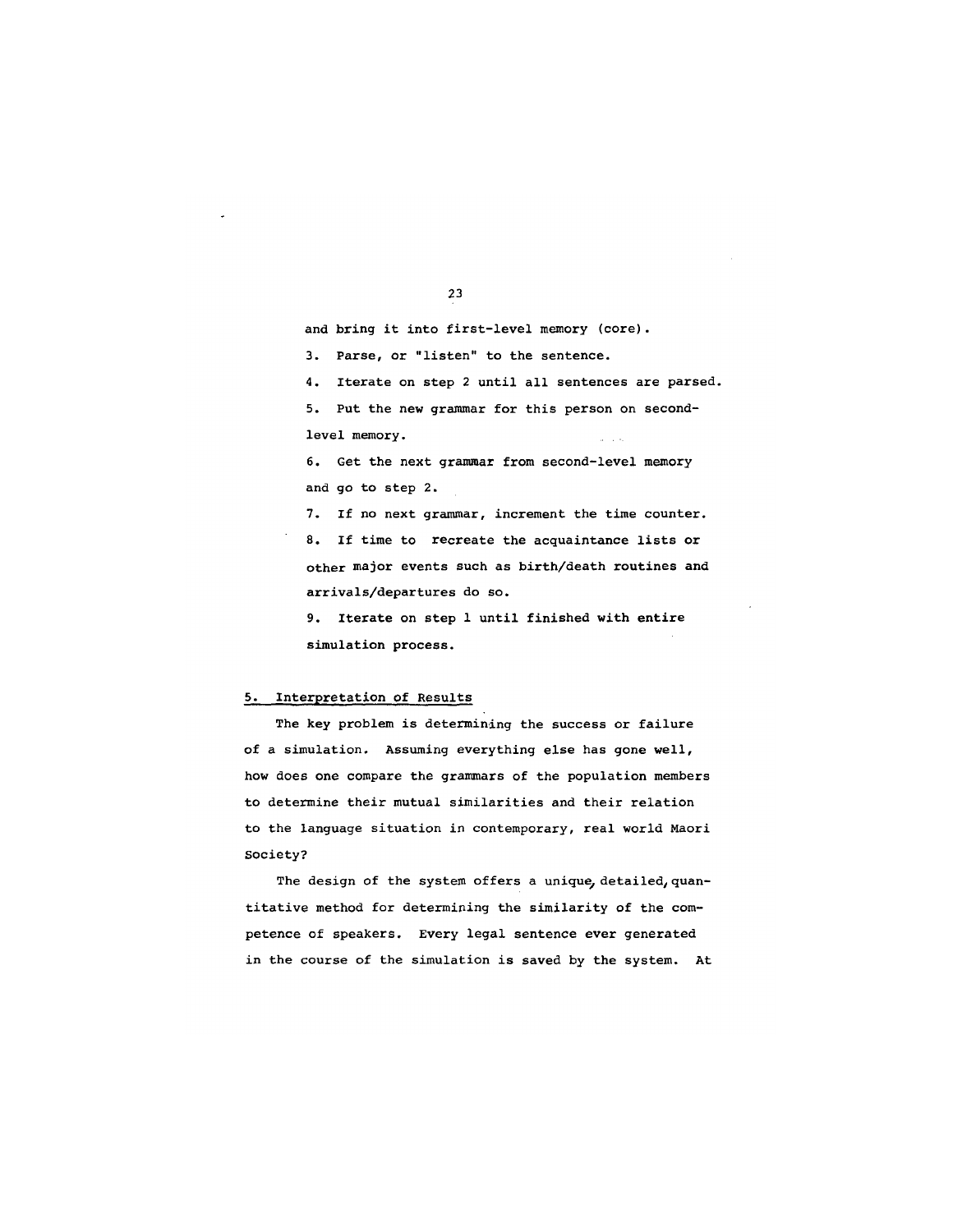and bring it into first-level memory (core).

3. Parse, or "listen" to the sentence.

4. Iterate on step 2 until all sentences are parsed.

5. Put the new grammar for this person on second-level memory.

6. Get the next grammar from second-level memory and go to step 2.

7. If no next grammar, increment the time counter.

8. If time to recreate the acquaintance lists or other major events such as birth/death routines and arrivals/departures do so.

9. Iterate on step 1 until finished with entire simulation process.

## 5. Interpretation of Results

The key problem is determining the success or failure of a simulation. Assuming everything else has gone well, how does one compare the grammars of the population members to determine their mutual similarities and their relation to the language situation in contemporary, real world Maori Society?

The design of the system offers a unique, detailed, quantitative method for determining the similarity of the competence of speakers. Every legal sentence ever generated in the course of the simulation is saved by the system. At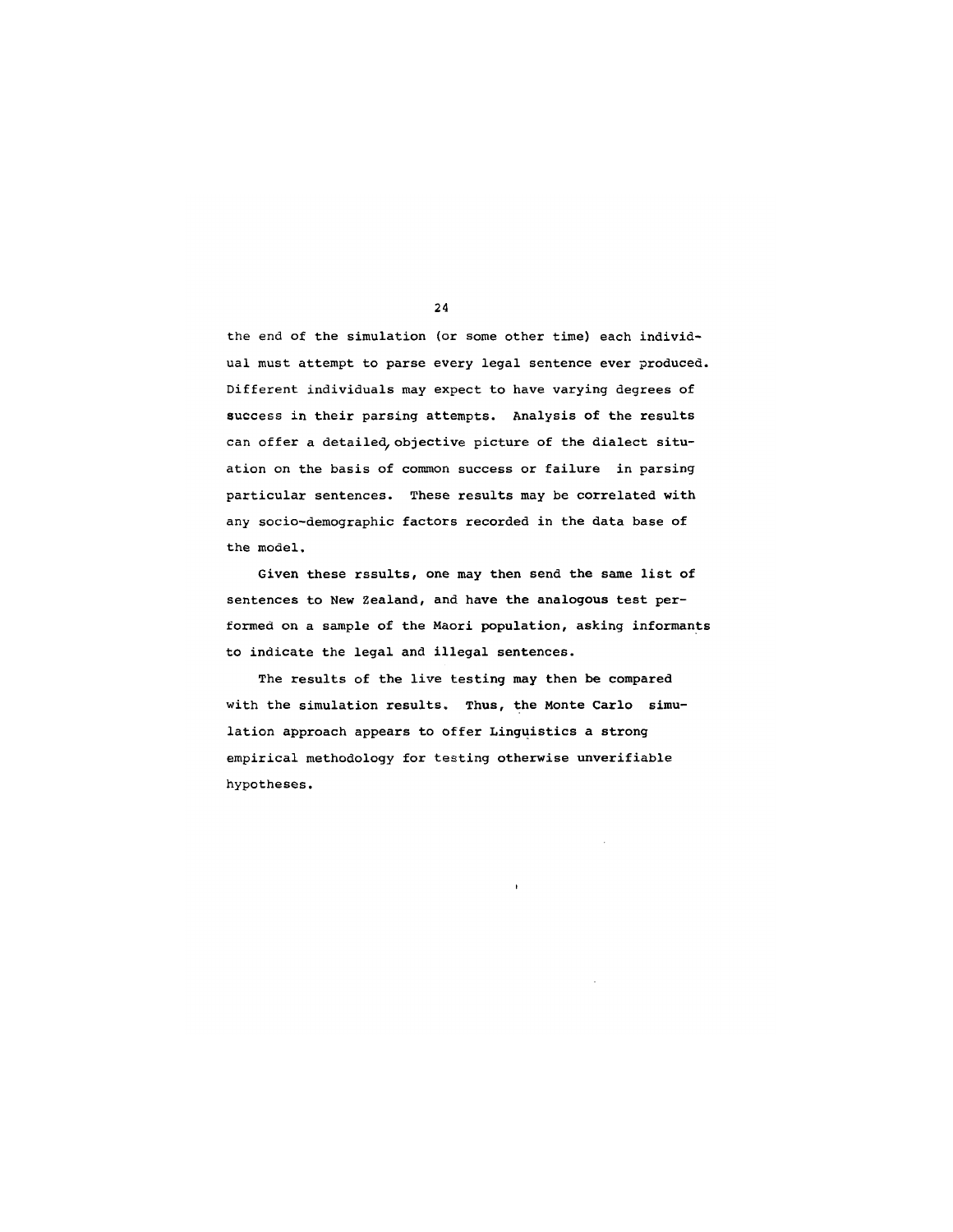the end of the simulation (or some other time) each individual must attempt to parse every legal sentence ever produced. Different individuals may expect to have varying degrees of success in their parsing attempts. Analysis of the results can offer a detailed, objective picture of the dialect situation on the basis of common success or failure in parsing particular sentences. These results may be correlated with any socio-demographic factors recorded in the data base of the model.

Given these rssults, one may then send the same list of sentences to New Zealand, and have the analogous test performed on a sample of the Maori population, asking informants to indicate the legal and illegal sentences.

The results of the live testing may then be compared with the simulation results. Thus, the Monte Carlo simulation approach appears to offer Linguistics a strong empirical methodology for testing otherwise unverifiable hypotheses.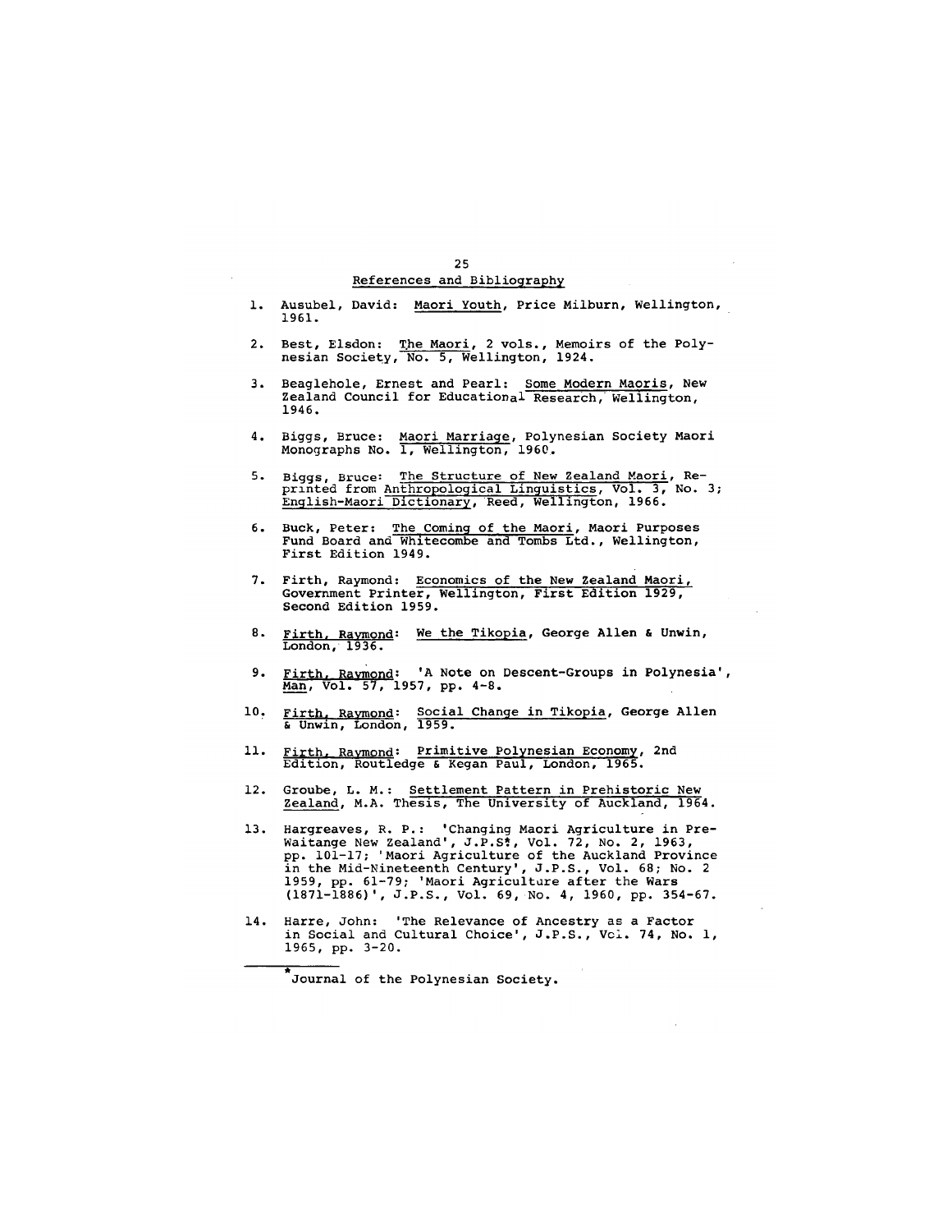## References and Bibliography

1. Ausubel, David: Maori Youth, Price Milburn, Wellington, 1961.

2. Best, Elsdon: The Maori, 2 vols., Memoirs of the Polynesian Society, No. 5, Wellington, 1924.

3. Beaglehole, Ernest and Pearl: Some Modern Maoris, New Zealand Council for Educational Research, Wellington, 1946.

4. Biggs, Bruce: Maori Marriage, Polynesian Society Maori Monographs No. 1, Wellington, 1960.

5. Biggs, Bruce: The Structure of New Zealand Maori, Reprinted from Anthropological Linguistics, Vol. 3, No. 3; English-Maori Dictionary, Reed, Wellington, 1966.

6. Buck, Peter: The Coming of the Maori, Maori Purposes Fund Board and Whitecombe and Tombs Ltd., Wellington, First Edition 1949.

7. Firth, Raymond: Economics of the New Zealand Maori, Government Printer, Wellington, First Edition 1929, Second Edition 1959.

8. Firth, Raymond: We the Tikopia, George Allen & Unwin, London, 1936.

9. Firth, Raymond: 'A Note on Descent-Groups in Polynesia', Man, Vol. 57, 1957, pp. 4-8.

10. Firth, Raymond: Social Change in Tikopia, George Allen & Unwin, London, 1959.

11. Firth, Raymond: Primitive Polynesian Economy, 2nd Edition, Routledge & Kegan Paul, London, 1965.

12. Groube, L. M.: Settlement Pattern in Prehistoric New Zealand, M.A. Thesis, The University of Auckland, 1964.

13. Hargreaves, R. P.: 'Changing Maori Agriculture in Pre-Waitange New Zealand', J.P.S.*, Vol. 72, No. 2, 1963, pp. 101-17; 'Maori Agriculture of the Auckland Province in the Mid-Nineteenth Century', J.P.S., Vol. 68; No. 2 1959, pp. 61-79; 'Maori Agriculture after the Wars (1871-1886)', J.P.S., Vol. 69, No. 4, 1960, pp. 354-67.

14. Harre, John: 'The Relevance of Ancestry as a Factor in Social and Cultural Choice', J.P.S., Vol. 74, No. 1, 1965, pp. 3-20.

---

*Journal of the Polynesian Society.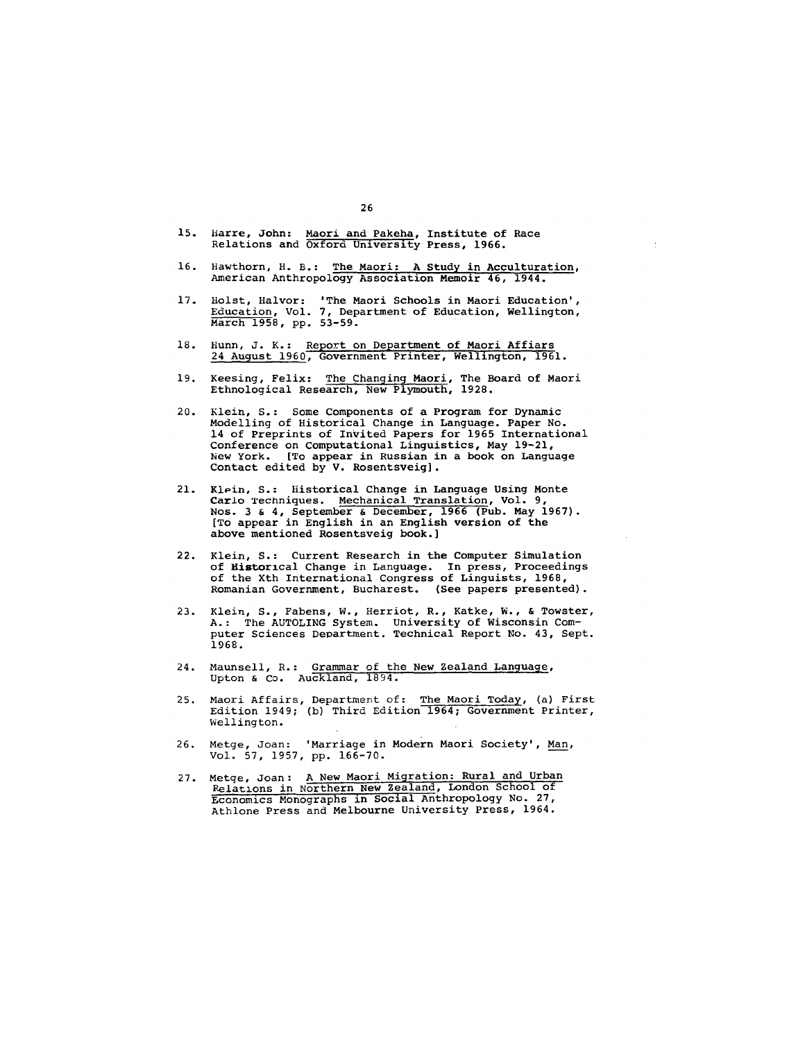15. Harre, John: Maori and Pakeha, Institute of Race Relations and Oxford University Press, 1966.

16. Hawthorn, H. B.: The Maori: A Study in Acculturation, American Anthropology Association Memoir 46, 1944.

17. Holst, Halvor: 'The Maori Schools in Maori Education', Education, Vol. 7, Department of Education, Wellington, March 1958, pp. 53-59.

18. Hunn, J. K.: Report on Department of Maori Affiars 24 August 1960, Government Printer, Wellington, 1961.

19. Keesing, Felix: The Changing Maori, The Board of Maori Ethnological Research, New Plymouth, 1928.

20. Klein, S.: Some Components of a Program for Dynamic Modelling of Historical Change in Language. Paper No. 14 of Preprints of Invited Papers for 1965 International Conference on Computational Linguistics, May 19-21, New York. [To appear in Russian in a book on Language Contact edited by V. Rosentsveig].

21. Klein, S.: Historical Change in Language Using Monte Carlo Techniques. Mechanical Translation, Vol. 9, Nos. 3 & 4, September & December, 1966 (Pub. May 1967). [To appear in English in an English version of the above mentioned Rosentsveig book.]

22. Klein, S.: Current Research in the Computer Simulation of Historical Change in Language. In press, Proceedings of the Xth International Congress of Linguists, 1968, Romanian Government, Bucharest. (See papers presented).

23. Klein, S., Fabens, W., Herriot, R., Katke, W., & Towster, A.: The AUTOLING System. University of Wisconsin Computer Sciences Department. Technical Report No. 43, Sept. 1968.

24. Maunsell, R.: Grammar of the New Zealand Language, Upton & Co. Auckland, 1894.

25. Maori Affairs, Department of: The Maori Today, (a) First Edition 1949; (b) Third Edition 1964; Government Printer, Wellington.

26. Metge, Joan: 'Marriage in Modern Maori Society', Man, Vol. 57, 1957, pp. 166-70.

27. Metge, Joan: A New Maori Migration: Rural and Urban Relations in Northern New Zealand, London School of Economics Monographs in Social Anthropology No. 27, Athlone Press and Melbourne University Press, 1964.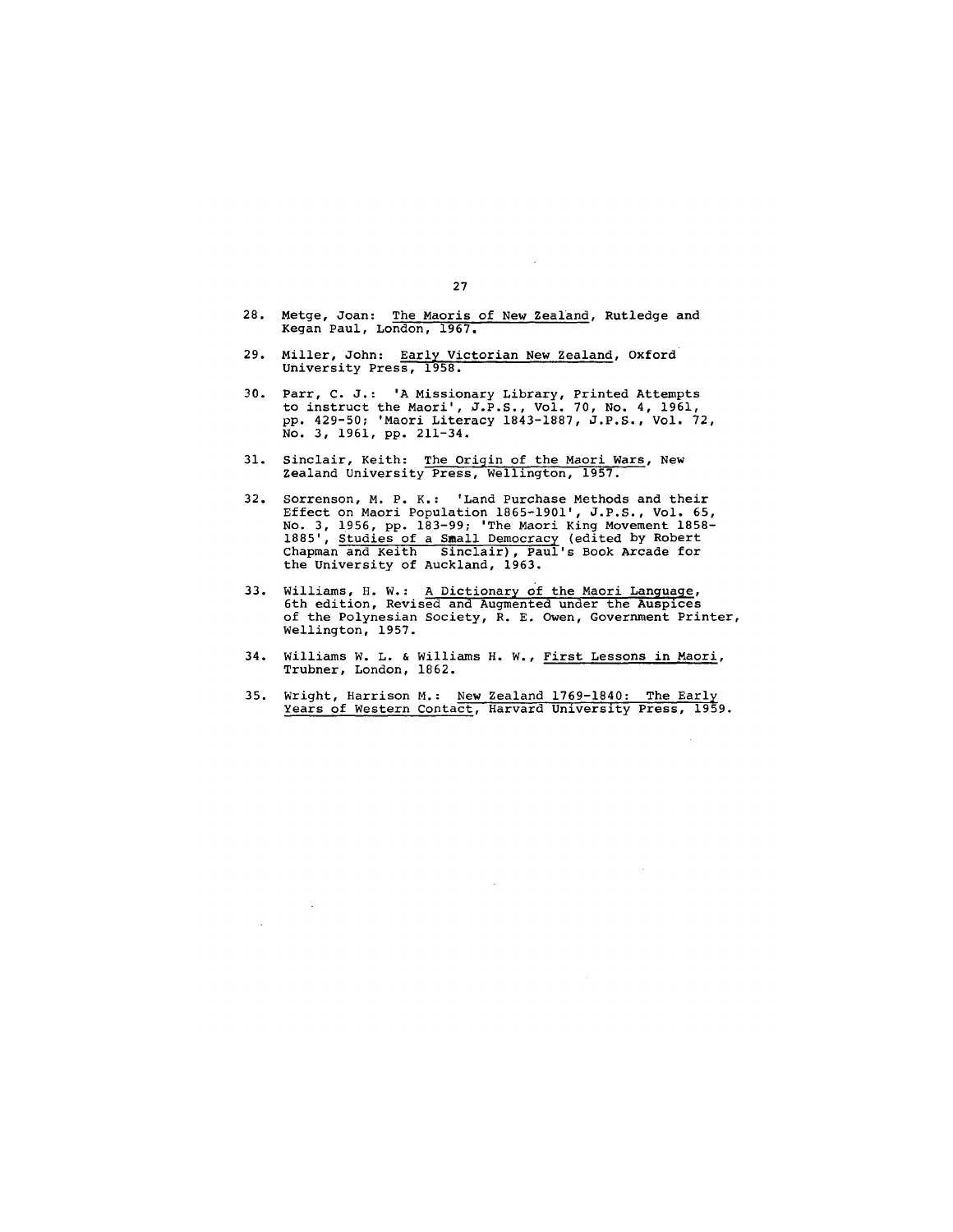28. Metge, Joan: The Maoris of New Zealand, Rutledge and Kegan Paul, London, 1967.

29. Miller, John: Early Victorian New Zealand, Oxford University Press, 1958.

30. Parr, C. J.: 'A Missionary Library, Printed Attempts to instruct the Maori', J.P.S., Vol. 70, No. 4, 1961, pp. 429-50; 'Maori Literacy 1843-1887, J.P.S., Vol. 72, No. 3, 1961, pp. 211-34.

31. Sinclair, Keith: The Origin of the Maori Wars, New Zealand University Press, Wellington, 1957.

32. Sorrenson, M. P. K.: 'Land Purchase Methods and their Effect on Maori Population 1865-1901', J.P.S., Vol. 65, No. 3, 1956, pp. 183-99; 'The Maori King Movement 1858-1885', Studies of a Small Democracy (edited by Robert Chapman and Keith Sinclair), Paul's Book Arcade for the University of Auckland, 1963.

33. Williams, H. W.: A Dictionary of the Maori Language, 6th edition, Revised and Augmented under the Auspices of the Polynesian Society, R. E. Owen, Government Printer, Wellington, 1957.

34. Williams W. L. & Williams H. W., First Lessons in Maori, Trubner, London, 1862.

35. Wright, Harrison M.: New Zealand 1769-1840: The Early Years of Western Contact, Harvard University Press, 1959.